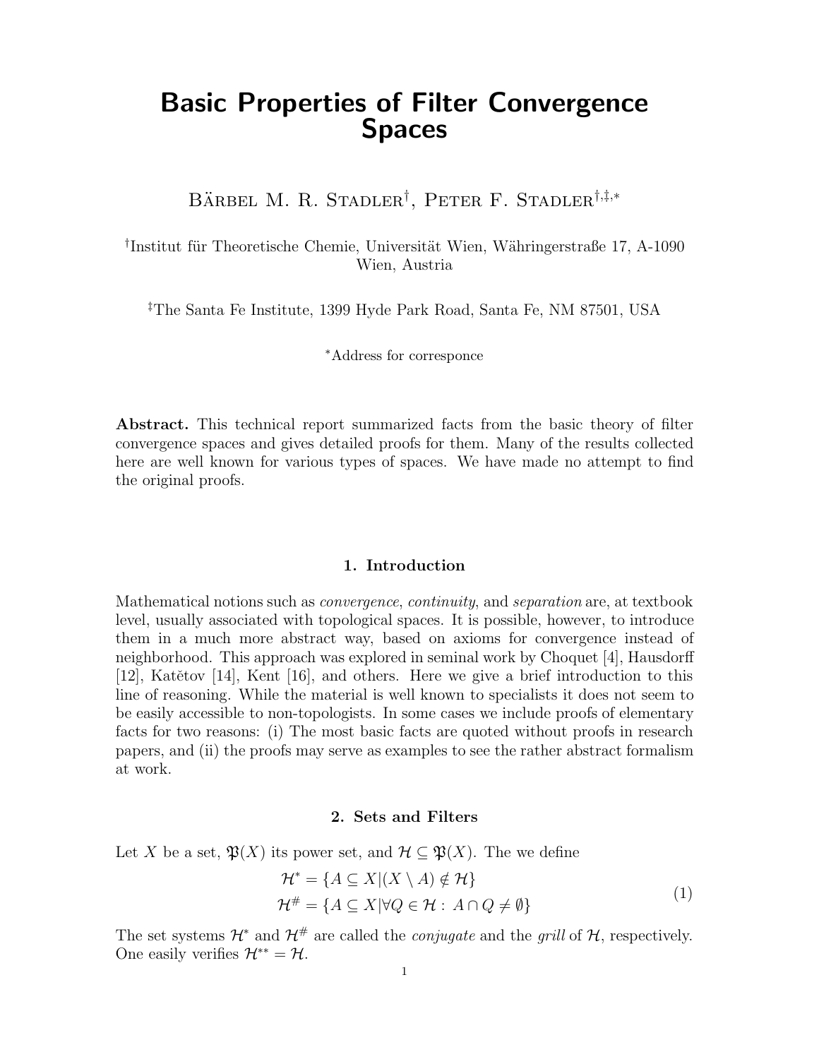# Basic Properties of Filter Convergence Spaces

Bärbel M. R. Stadler[†], Peter F. Stadler[†,‡,*]

[†]Institut für Theoretische Chemie, Universität Wien, Währingerstraße 17, A-1090 Wien, Austria

[‡]The Santa Fe Institute, 1399 Hyde Park Road, Santa Fe, NM 87501, USA

[*]Address for corresponce

**Abstract.** This technical report summarized facts from the basic theory of filter convergence spaces and gives detailed proofs for them. Many of the results collected here are well known for various types of spaces. We have made no attempt to find the original proofs.

## 1. Introduction

Mathematical notions such as *convergence*, *continuity*, and *separation* are, at textbook level, usually associated with topological spaces. It is possible, however, to introduce them in a much more abstract way, based on axioms for convergence instead of neighborhood. This approach was explored in seminal work by Choquet [4], Hausdorff [12], Katětov [14], Kent [16], and others. Here we give a brief introduction to this line of reasoning. While the material is well known to specialists it does not seem to be easily accessible to non-topologists. In some cases we include proofs of elementary facts for two reasons: (i) The most basic facts are quoted without proofs in research papers, and (ii) the proofs may serve as examples to see the rather abstract formalism at work.

## 2. Sets and Filters

Let $X$ be a set, $\mathfrak{P}(X)$ its power set, and $\mathcal{H} \subseteq \mathfrak{P}(X)$. The we define

$$
\begin{aligned}
\mathcal{H}^* &= \{A \subseteq X | (X \setminus A) \notin \mathcal{H}\} \\
\mathcal{H}^\# &= \{A \subseteq X | \forall Q \in \mathcal{H} : \, A \cap Q \neq \emptyset\}
\end{aligned}
\tag{1}
$$

The set systems $\mathcal{H}^*$ and $\mathcal{H}^\#$ are called the *conjugate* and the *grill* of $\mathcal{H}$, respectively. One easily verifies $\mathcal{H}^{**} = \mathcal{H}$.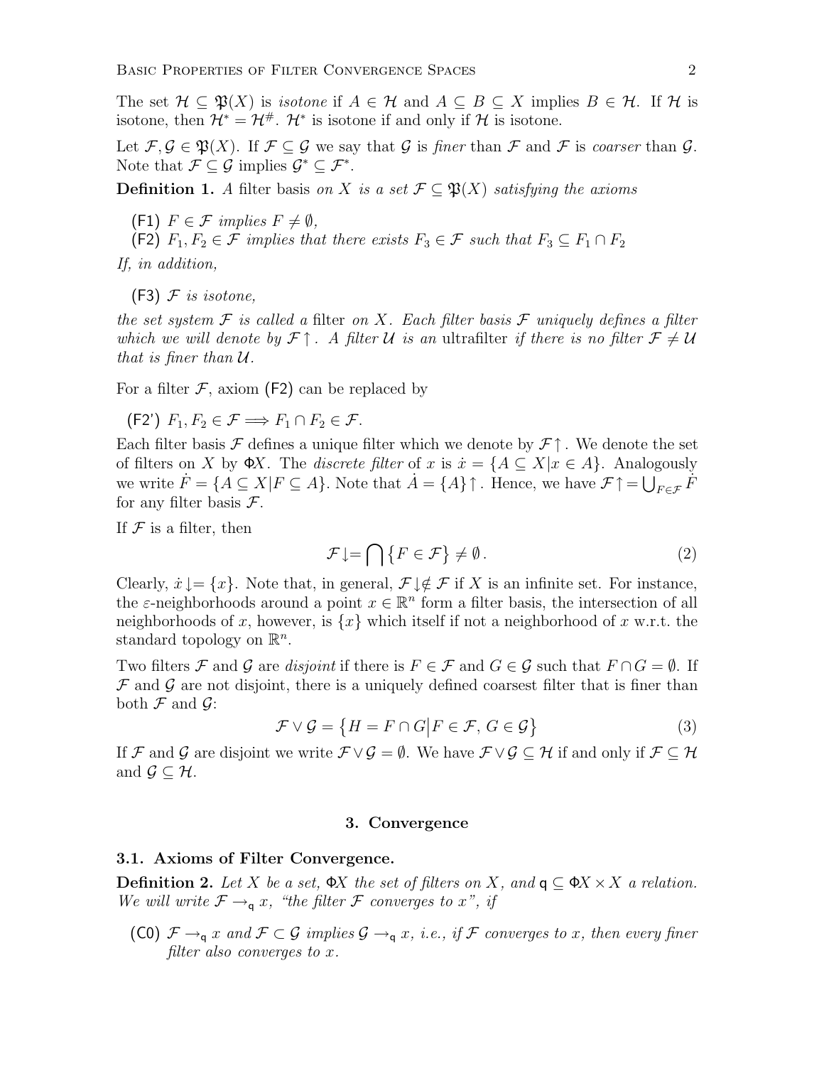The set $\mathcal{H} \subseteq \mathfrak{P}(X)$ is *isotone* if $A \in \mathcal{H}$ and $A \subseteq B \subseteq X$ implies $B \in \mathcal{H}$. If $\mathcal{H}$ is isotone, then $\mathcal{H}^* = \mathcal{H}^\#$. $\mathcal{H}^*$ is isotone if and only if $\mathcal{H}$ is isotone.

Let $\mathcal{F}, \mathcal{G} \in \mathfrak{P}(X)$. If $\mathcal{F} \subseteq \mathcal{G}$ we say that $\mathcal{G}$ is *finer* than $\mathcal{F}$ and $\mathcal{F}$ is *coarser* than $\mathcal{G}$. Note that $\mathcal{F} \subseteq \mathcal{G}$ implies $\mathcal{G}^* \subseteq \mathcal{F}^*$.

**Definition 1.** *A* filter basis *on $X$ is a set $\mathcal{F} \subseteq \mathfrak{P}(X)$ satisfying the axioms*

- (F1) *$F \in \mathcal{F}$ implies $F \neq \emptyset$,*
- (F2) *$F_1, F_2 \in \mathcal{F}$ implies that there exists $F_3 \in \mathcal{F}$ such that $F_3 \subseteq F_1 \cap F_2$*

*If, in addition,*

- (F3) *$\mathcal{F}$ is isotone,*

*the set system $\mathcal{F}$ is called a* filter *on $X$. Each filter basis $\mathcal{F}$ uniquely defines a filter which we will denote by $\mathcal{F}\uparrow$. A filter $\mathcal{U}$ is an* ultrafilter *if there is no filter $\mathcal{F} \neq \mathcal{U}$ that is finer than $\mathcal{U}$.*

For a filter $\mathcal{F}$, axiom (F2) can be replaced by

- (F2') $F_1, F_2 \in \mathcal{F} \Longrightarrow F_1 \cap F_2 \in \mathcal{F}$.

Each filter basis $\mathcal{F}$ defines a unique filter which we denote by $\mathcal{F}\uparrow$. We denote the set of filters on $X$ by $\Phi X$. The *discrete filter* of $x$ is $\dot{x} = \{A \subseteq X | x \in A\}$. Analogously we write $\dot{F} = \{A \subseteq X | F \subseteq A\}$. Note that $\dot{A} = \{A\}\uparrow$. Hence, we have $\mathcal{F}\uparrow = \bigcup_{F \in \mathcal{F}} \dot{F}$ for any filter basis $\mathcal{F}$.

If $\mathcal{F}$ is a filter, then

$$\mathcal{F}\downarrow = \bigcap \{F \in \mathcal{F}\} \neq \emptyset\,. \tag{2}$$

Clearly, $\dot{x}\downarrow = \{x\}$. Note that, in general, $\mathcal{F}\downarrow \notin \mathcal{F}$ if $X$ is an infinite set. For instance, the $\varepsilon$-neighborhoods around a point $x \in \mathbb{R}^n$ form a filter basis, the intersection of all neighborhoods of $x$, however, is $\{x\}$ which itself if not a neighborhood of $x$ w.r.t. the standard topology on $\mathbb{R}^n$.

Two filters $\mathcal{F}$ and $\mathcal{G}$ are *disjoint* if there is $F \in \mathcal{F}$ and $G \in \mathcal{G}$ such that $F \cap G = \emptyset$. If $\mathcal{F}$ and $\mathcal{G}$ are not disjoint, there is a uniquely defined coarsest filter that is finer than both $\mathcal{F}$ and $\mathcal{G}$:

$$\mathcal{F} \vee \mathcal{G} = \{H = F \cap G \big| F \in \mathcal{F},\, G \in \mathcal{G}\} \tag{3}$$

If $\mathcal{F}$ and $\mathcal{G}$ are disjoint we write $\mathcal{F} \vee \mathcal{G} = \emptyset$. We have $\mathcal{F} \vee \mathcal{G} \subseteq \mathcal{H}$ if and only if $\mathcal{F} \subseteq \mathcal{H}$ and $\mathcal{G} \subseteq \mathcal{H}$.

## 3. Convergence

### 3.1. Axioms of Filter Convergence.

**Definition 2.** *Let $X$ be a set, $\Phi X$ the set of filters on $X$, and $\mathsf{q} \subseteq \Phi X \times X$ a relation. We will write $\mathcal{F} \to_{\mathsf{q}} x$, "the filter $\mathcal{F}$ converges to $x$", if*

- (C0) *$\mathcal{F} \to_{\mathsf{q}} x$ and $\mathcal{F} \subset \mathcal{G}$ implies $\mathcal{G} \to_{\mathsf{q}} x$, i.e., if $\mathcal{F}$ converges to $x$, then every finer filter also converges to $x$.*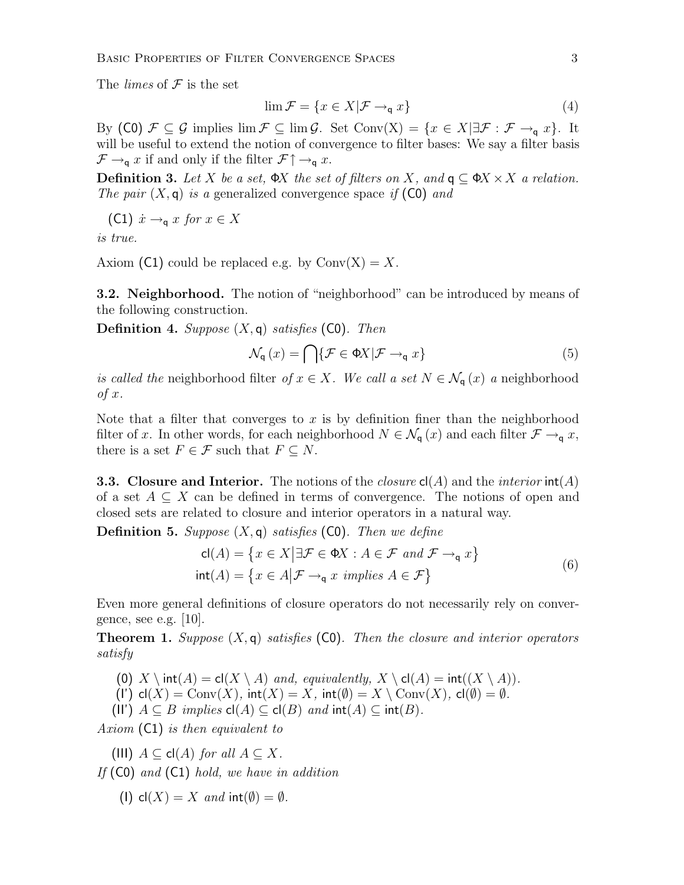The *limes* of $\mathcal{F}$ is the set

$$\lim \mathcal{F} = \{x \in X | \mathcal{F} \rightarrow_{\mathsf{q}} x\} \tag{4}$$

By (C0) $\mathcal{F} \subseteq \mathcal{G}$ implies $\lim \mathcal{F} \subseteq \lim \mathcal{G}$. Set $\mathrm{Conv}(X) = \{x \in X | \exists \mathcal{F} : \mathcal{F} \rightarrow_{\mathsf{q}} x\}$. It will be useful to extend the notion of convergence to filter bases: We say a filter basis $\mathcal{F} \rightarrow_{\mathsf{q}} x$ if and only if the filter $\mathcal{F}{\uparrow} \rightarrow_{\mathsf{q}} x$.

**Definition 3.** *Let $X$ be a set, $\Phi X$ the set of filters on $X$, and $\mathsf{q} \subseteq \Phi X \times X$ a relation. The pair $(X, \mathsf{q})$ is a* generalized convergence space *if* (C0) *and*

(C1) $\dot{x} \rightarrow_{\mathsf{q}} x$ *for* $x \in X$

*is true.*

Axiom (C1) could be replaced e.g. by $\mathrm{Conv}(X) = X$.

**3.2. Neighborhood.** The notion of "neighborhood" can be introduced by means of the following construction.

**Definition 4.** *Suppose $(X, \mathsf{q})$ satisfies* (C0). *Then*

$$\mathcal{N}_{\mathsf{q}}(x) = \bigcap \{\mathcal{F} \in \Phi X | \mathcal{F} \rightarrow_{\mathsf{q}} x\} \tag{5}$$

*is called the* neighborhood filter *of $x \in X$. We call a set $N \in \mathcal{N}_{\mathsf{q}}(x)$ a* neighborhood *of $x$.*

Note that a filter that converges to $x$ is by definition finer than the neighborhood filter of $x$. In other words, for each neighborhood $N \in \mathcal{N}_{\mathsf{q}}(x)$ and each filter $\mathcal{F} \rightarrow_{\mathsf{q}} x$, there is a set $F \in \mathcal{F}$ such that $F \subseteq N$.

**3.3. Closure and Interior.** The notions of the *closure* $\mathsf{cl}(A)$ and the *interior* $\mathsf{int}(A)$ of a set $A \subseteq X$ can be defined in terms of convergence. The notions of open and closed sets are related to closure and interior operators in a natural way.

**Definition 5.** *Suppose $(X, \mathsf{q})$ satisfies* (C0). *Then we define*

$$\begin{aligned} \mathsf{cl}(A) &= \{x \in X \big| \exists \mathcal{F} \in \Phi X : A \in \mathcal{F} \text{ and } \mathcal{F} \rightarrow_{\mathsf{q}} x\} \\ \mathsf{int}(A) &= \{x \in A \big| \mathcal{F} \rightarrow_{\mathsf{q}} x \text{ implies } A \in \mathcal{F}\} \end{aligned} \tag{6}$$

Even more general definitions of closure operators do not necessarily rely on convergence, see e.g. [10].

**Theorem 1.** *Suppose $(X, \mathsf{q})$ satisfies* (C0). *Then the closure and interior operators satisfy*

- (0) $X \setminus \mathsf{int}(A) = \mathsf{cl}(X \setminus A)$ *and, equivalently,* $X \setminus \mathsf{cl}(A) = \mathsf{int}((X \setminus A))$.
- (I') $\mathsf{cl}(X) = \mathrm{Conv}(X)$, $\mathsf{int}(X) = X$, $\mathsf{int}(\emptyset) = X \setminus \mathrm{Conv}(X)$, $\mathsf{cl}(\emptyset) = \emptyset$.
- (II') $A \subseteq B$ *implies* $\mathsf{cl}(A) \subseteq \mathsf{cl}(B)$ *and* $\mathsf{int}(A) \subseteq \mathsf{int}(B)$.

*Axiom* (C1) *is then equivalent to*

- (III) $A \subseteq \mathsf{cl}(A)$ *for all* $A \subseteq X$.

*If* (C0) *and* (C1) *hold, we have in addition*

- (I) $\mathsf{cl}(X) = X$ *and* $\mathsf{int}(\emptyset) = \emptyset$.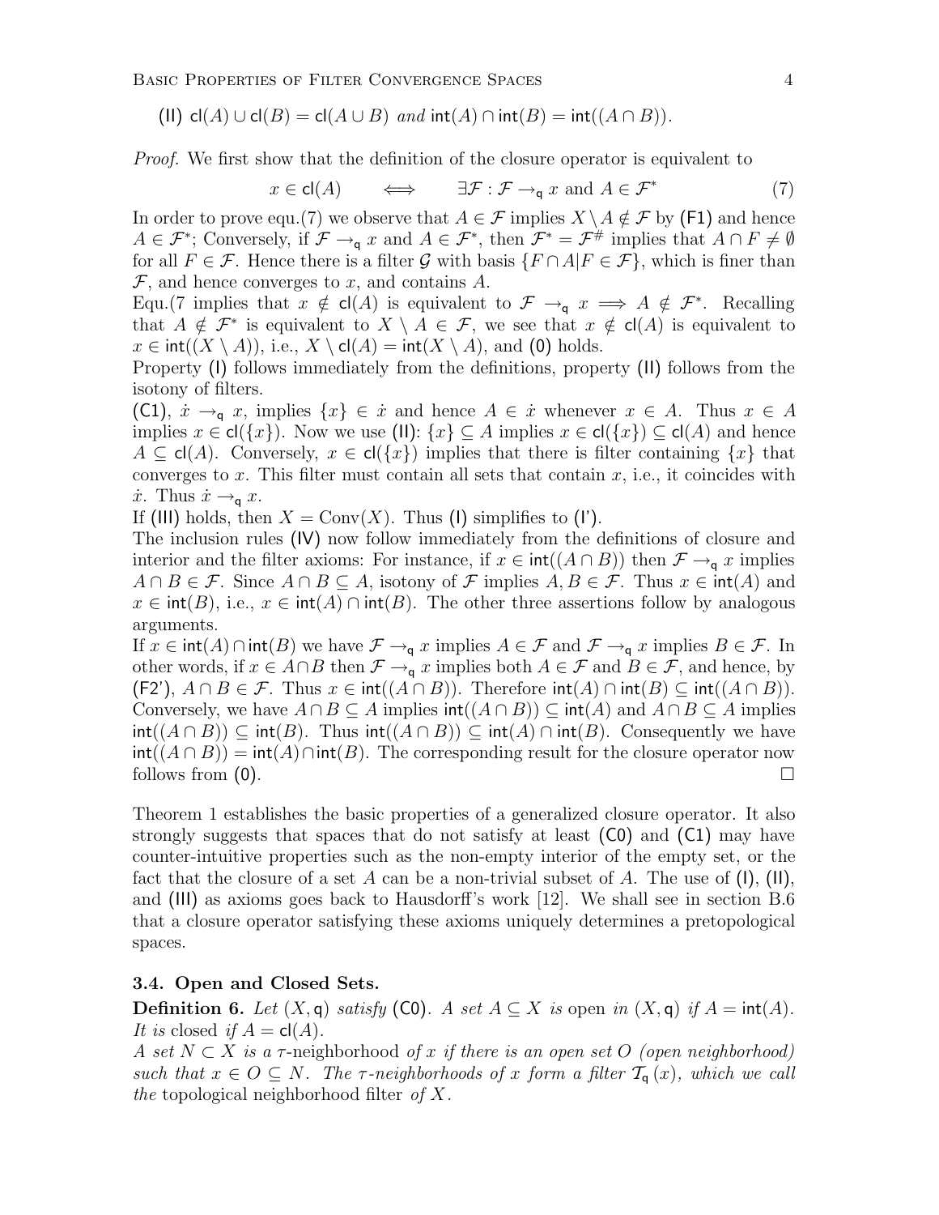(II) $\mathsf{cl}(A) \cup \mathsf{cl}(B) = \mathsf{cl}(A \cup B)$ *and* $\mathsf{int}(A) \cap \mathsf{int}(B) = \mathsf{int}((A \cap B))$.

*Proof.* We first show that the definition of the closure operator is equivalent to

$$x \in \mathsf{cl}(A) \qquad \Longleftrightarrow \qquad \exists \mathcal{F} : \mathcal{F} \to_{\mathsf{q}} x \text{ and } A \in \mathcal{F}^* \tag{7}$$

In order to prove equ.(7) we observe that $A \in \mathcal{F}$ implies $X \setminus A \notin \mathcal{F}$ by (F1) and hence $A \in \mathcal{F}^*$; Conversely, if $\mathcal{F} \to_{\mathsf{q}} x$ and $A \in \mathcal{F}^*$, then $\mathcal{F}^* = \mathcal{F}^\#$ implies that $A \cap F \neq \emptyset$ for all $F \in \mathcal{F}$. Hence there is a filter $\mathcal{G}$ with basis $\{F \cap A | F \in \mathcal{F}\}$, which is finer than $\mathcal{F}$, and hence converges to $x$, and contains $A$.

Equ.(7 implies that $x \notin \mathsf{cl}(A)$ is equivalent to $\mathcal{F} \to_{\mathsf{q}} x \implies A \notin \mathcal{F}^*$. Recalling that $A \notin \mathcal{F}^*$ is equivalent to $X \setminus A \in \mathcal{F}$, we see that $x \notin \mathsf{cl}(A)$ is equivalent to $x \in \mathsf{int}((X \setminus A))$, i.e., $X \setminus \mathsf{cl}(A) = \mathsf{int}(X \setminus A)$, and (0) holds.

Property (I) follows immediately from the definitions, property (II) follows from the isotony of filters.

(C1), $\dot{x} \to_{\mathsf{q}} x$, implies $\{x\} \in \dot{x}$ and hence $A \in \dot{x}$ whenever $x \in A$. Thus $x \in A$ implies $x \in \mathsf{cl}(\{x\})$. Now we use (II): $\{x\} \subseteq A$ implies $x \in \mathsf{cl}(\{x\}) \subseteq \mathsf{cl}(A)$ and hence $A \subseteq \mathsf{cl}(A)$. Conversely, $x \in \mathsf{cl}(\{x\})$ implies that there is filter containing $\{x\}$ that converges to $x$. This filter must contain all sets that contain $x$, i.e., it coincides with $\dot{x}$. Thus $\dot{x} \to_{\mathsf{q}} x$.

If (III) holds, then $X = \mathrm{Conv}(X)$. Thus (I) simplifies to (I').

The inclusion rules (IV) now follow immediately from the definitions of closure and interior and the filter axioms: For instance, if $x \in \mathsf{int}((A \cap B))$ then $\mathcal{F} \to_{\mathsf{q}} x$ implies $A \cap B \in \mathcal{F}$. Since $A \cap B \subseteq A$, isotony of $\mathcal{F}$ implies $A, B \in \mathcal{F}$. Thus $x \in \mathsf{int}(A)$ and $x \in \mathsf{int}(B)$, i.e., $x \in \mathsf{int}(A) \cap \mathsf{int}(B)$. The other three assertions follow by analogous arguments.

If $x \in \mathsf{int}(A) \cap \mathsf{int}(B)$ we have $\mathcal{F} \to_{\mathsf{q}} x$ implies $A \in \mathcal{F}$ and $\mathcal{F} \to_{\mathsf{q}} x$ implies $B \in \mathcal{F}$. In other words, if $x \in A \cap B$ then $\mathcal{F} \to_{\mathsf{q}} x$ implies both $A \in \mathcal{F}$ and $B \in \mathcal{F}$, and hence, by (F2'), $A \cap B \in \mathcal{F}$. Thus $x \in \mathsf{int}((A \cap B))$. Therefore $\mathsf{int}(A) \cap \mathsf{int}(B) \subseteq \mathsf{int}((A \cap B))$. Conversely, we have $A \cap B \subseteq A$ implies $\mathsf{int}((A \cap B)) \subseteq \mathsf{int}(A)$ and $A \cap B \subseteq A$ implies $\mathsf{int}((A \cap B)) \subseteq \mathsf{int}(B)$. Thus $\mathsf{int}((A \cap B)) \subseteq \mathsf{int}(A) \cap \mathsf{int}(B)$. Consequently we have $\mathsf{int}((A \cap B)) = \mathsf{int}(A) \cap \mathsf{int}(B)$. The corresponding result for the closure operator now follows from (0). □

Theorem 1 establishes the basic properties of a generalized closure operator. It also strongly suggests that spaces that do not satisfy at least (C0) and (C1) may have counter-intuitive properties such as the non-empty interior of the empty set, or the fact that the closure of a set $A$ can be a non-trivial subset of $A$. The use of (I), (II), and (III) as axioms goes back to Hausdorff's work [12]. We shall see in section B.6 that a closure operator satisfying these axioms uniquely determines a pretopological spaces.

### 3.4. Open and Closed Sets.

**Definition 6.** *Let* $(X, \mathsf{q})$ *satisfy* (C0). *A set* $A \subseteq X$ *is* open *in* $(X, \mathsf{q})$ *if* $A = \mathsf{int}(A)$. *It is* closed *if* $A = \mathsf{cl}(A)$.

*A set* $N \subset X$ *is a* $\tau$-neighborhood *of* $x$ *if there is an open set* $O$ *(open neighborhood) such that* $x \in O \subseteq N$. *The* $\tau$*-neighborhoods of* $x$ *form a filter* $\mathcal{T}_{\mathsf{q}}(x)$, *which we call the* topological neighborhood filter *of* $X$.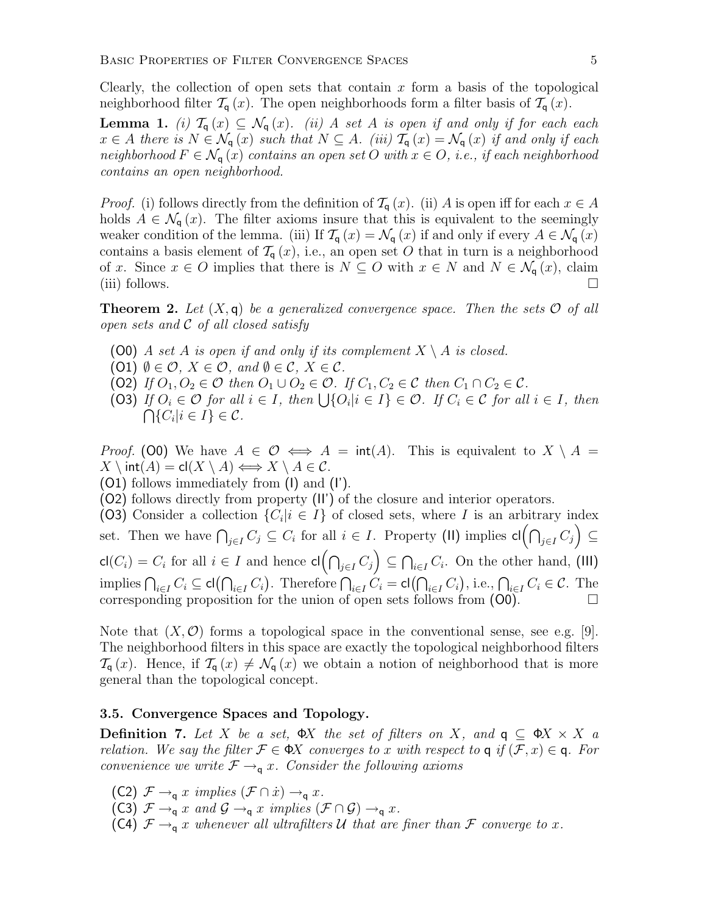Clearly, the collection of open sets that contain $x$ form a basis of the topological neighborhood filter $\mathcal{T}_{\mathsf{q}}(x)$. The open neighborhoods form a filter basis of $\mathcal{T}_{\mathsf{q}}(x)$.

**Lemma 1.** *(i) $\mathcal{T}_{\mathsf{q}}(x) \subseteq \mathcal{N}_{\mathsf{q}}(x)$. (ii) A set $A$ is open if and only if for each each $x \in A$ there is $N \in \mathcal{N}_{\mathsf{q}}(x)$ such that $N \subseteq A$. (iii) $\mathcal{T}_{\mathsf{q}}(x) = \mathcal{N}_{\mathsf{q}}(x)$ if and only if each neighborhood $F \in \mathcal{N}_{\mathsf{q}}(x)$ contains an open set $O$ with $x \in O$, i.e., if each neighborhood contains an open neighborhood.*

*Proof.* (i) follows directly from the definition of $\mathcal{T}_{\mathsf{q}}(x)$. (ii) $A$ is open iff for each $x \in A$ holds $A \in \mathcal{N}_{\mathsf{q}}(x)$. The filter axioms insure that this is equivalent to the seemingly weaker condition of the lemma. (iii) If $\mathcal{T}_{\mathsf{q}}(x) = \mathcal{N}_{\mathsf{q}}(x)$ if and only if every $A \in \mathcal{N}_{\mathsf{q}}(x)$ contains a basis element of $\mathcal{T}_{\mathsf{q}}(x)$, i.e., an open set $O$ that in turn is a neighborhood of $x$. Since $x \in O$ implies that there is $N \subseteq O$ with $x \in N$ and $N \in \mathcal{N}_{\mathsf{q}}(x)$, claim (iii) follows. $\square$

**Theorem 2.** *Let $(X, \mathsf{q})$ be a generalized convergence space. Then the sets $\mathcal{O}$ of all open sets and $\mathcal{C}$ of all closed satisfy*

- (O0) *A set $A$ is open if and only if its complement $X \setminus A$ is closed.*
- (O1) *$\emptyset \in \mathcal{O}$, $X \in \mathcal{O}$, and $\emptyset \in \mathcal{C}$, $X \in \mathcal{C}$.*
- (O2) *If $O_1, O_2 \in \mathcal{O}$ then $O_1 \cup O_2 \in \mathcal{O}$. If $C_1, C_2 \in \mathcal{C}$ then $C_1 \cap C_2 \in \mathcal{C}$.*
- (O3) *If $O_i \in \mathcal{O}$ for all $i \in I$, then $\bigcup\{O_i | i \in I\} \in \mathcal{O}$. If $C_i \in \mathcal{C}$ for all $i \in I$, then $\bigcap\{C_i | i \in I\} \in \mathcal{C}$.*

*Proof.* (O0) We have $A \in \mathcal{O} \iff A = \mathsf{int}(A)$. This is equivalent to $X \setminus A = X \setminus \mathsf{int}(A) = \mathsf{cl}(X \setminus A) \iff X \setminus A \in \mathcal{C}$.
(O1) follows immediately from (I) and (I').
(O2) follows directly from property (II') of the closure and interior operators.
(O3) Consider a collection $\{C_i | i \in I\}$ of closed sets, where $I$ is an arbitrary index set. Then we have $\bigcap_{j \in I} C_j \subseteq C_i$ for all $i \in I$. Property (II) implies $\mathsf{cl}\Big(\bigcap_{j \in I} C_j\Big) \subseteq \mathsf{cl}(C_i) = C_i$ for all $i \in I$ and hence $\mathsf{cl}\Big(\bigcap_{j \in I} C_j\Big) \subseteq \bigcap_{i \in I} C_i$. On the other hand, (III) implies $\bigcap_{i \in I} C_i \subseteq \mathsf{cl}\big(\bigcap_{i \in I} C_i\big)$. Therefore $\bigcap_{i \in I} C_i = \mathsf{cl}\big(\bigcap_{i \in I} C_i\big)$, i.e., $\bigcap_{i \in I} C_i \in \mathcal{C}$. The corresponding proposition for the union of open sets follows from (O0). $\square$

Note that $(X, \mathcal{O})$ forms a topological space in the conventional sense, see e.g. [9]. The neighborhood filters in this space are exactly the topological neighborhood filters $\mathcal{T}_{\mathsf{q}}(x)$. Hence, if $\mathcal{T}_{\mathsf{q}}(x) \neq \mathcal{N}_{\mathsf{q}}(x)$ we obtain a notion of neighborhood that is more general than the topological concept.

### 3.5. Convergence Spaces and Topology.

**Definition 7.** *Let $X$ be a set, $\Phi X$ the set of filters on $X$, and $\mathsf{q} \subseteq \Phi X \times X$ a relation. We say the filter $\mathcal{F} \in \Phi X$ converges to $x$ with respect to $\mathsf{q}$ if $(\mathcal{F}, x) \in \mathsf{q}$. For convenience we write $\mathcal{F} \to_{\mathsf{q}} x$. Consider the following axioms*

- (C2) *$\mathcal{F} \to_{\mathsf{q}} x$ implies $(\mathcal{F} \cap \dot{x}) \to_{\mathsf{q}} x$.*
- (C3) *$\mathcal{F} \to_{\mathsf{q}} x$ and $\mathcal{G} \to_{\mathsf{q}} x$ implies $(\mathcal{F} \cap \mathcal{G}) \to_{\mathsf{q}} x$.*
- (C4) *$\mathcal{F} \to_{\mathsf{q}} x$ whenever all ultrafilters $\mathcal{U}$ that are finer than $\mathcal{F}$ converge to $x$.*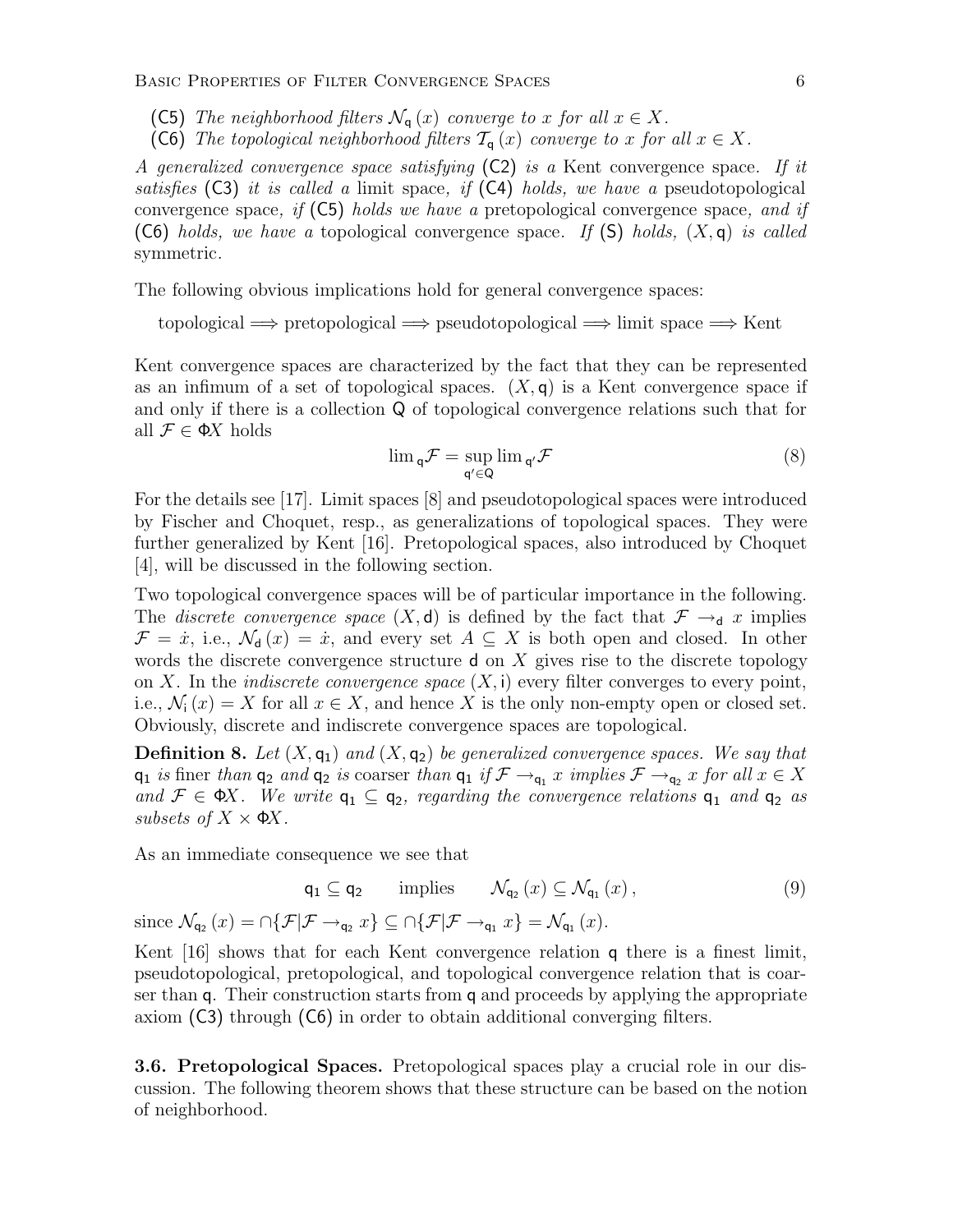(C5) *The neighborhood filters $\mathcal{N}_{\mathsf{q}}(x)$ converge to $x$ for all $x \in X$.*
(C6) *The topological neighborhood filters $\mathcal{T}_{\mathsf{q}}(x)$ converge to $x$ for all $x \in X$.*

*A generalized convergence space satisfying* (C2) *is a* Kent convergence space*. If it satisfies* (C3) *it is called a* limit space*, if* (C4) *holds, we have a* pseudotopological convergence space*, if* (C5) *holds we have a* pretopological convergence space*, and if* (C6) *holds, we have a* topological convergence space*. If* (S) *holds, $(X, \mathsf{q})$ is called* symmetric*.*

The following obvious implications hold for general convergence spaces:

topological $\Longrightarrow$ pretopological $\Longrightarrow$ pseudotopological $\Longrightarrow$ limit space $\Longrightarrow$ Kent

Kent convergence spaces are characterized by the fact that they can be represented as an infimum of a set of topological spaces. $(X, \mathsf{q})$ is a Kent convergence space if and only if there is a collection $\mathsf{Q}$ of topological convergence relations such that for all $\mathcal{F} \in \Phi X$ holds

$$\lim{}_{\mathsf{q}}\mathcal{F} = \sup_{\mathsf{q}' \in \mathsf{Q}} \lim{}_{\mathsf{q}'}\mathcal{F} \tag{8}$$

For the details see [17]. Limit spaces [8] and pseudotopological spaces were introduced by Fischer and Choquet, resp., as generalizations of topological spaces. They were further generalized by Kent [16]. Pretopological spaces, also introduced by Choquet [4], will be discussed in the following section.

Two topological convergence spaces will be of particular importance in the following. The *discrete convergence space* $(X, \mathsf{d})$ is defined by the fact that $\mathcal{F} \to_{\mathsf{d}} x$ implies $\mathcal{F} = \dot{x}$, i.e., $\mathcal{N}_{\mathsf{d}}(x) = \dot{x}$, and every set $A \subseteq X$ is both open and closed. In other words the discrete convergence structure $\mathsf{d}$ on $X$ gives rise to the discrete topology on $X$. In the *indiscrete convergence space* $(X, \mathsf{i})$ every filter converges to every point, i.e., $\mathcal{N}_{\mathsf{i}}(x) = X$ for all $x \in X$, and hence $X$ is the only non-empty open or closed set. Obviously, discrete and indiscrete convergence spaces are topological.

**Definition 8.** *Let $(X, \mathsf{q}_1)$ and $(X, \mathsf{q}_2)$ be generalized convergence spaces. We say that $\mathsf{q}_1$ is* finer *than $\mathsf{q}_2$ and $\mathsf{q}_2$ is* coarser *than $\mathsf{q}_1$ if $\mathcal{F} \to_{\mathsf{q}_1} x$ implies $\mathcal{F} \to_{\mathsf{q}_2} x$ for all $x \in X$ and $\mathcal{F} \in \Phi X$. We write $\mathsf{q}_1 \subseteq \mathsf{q}_2$, regarding the convergence relations $\mathsf{q}_1$ and $\mathsf{q}_2$ as subsets of $X \times \Phi X$.*

As an immediate consequence we see that

$$\mathsf{q}_1 \subseteq \mathsf{q}_2 \qquad \text{implies} \qquad \mathcal{N}_{\mathsf{q}_2}(x) \subseteq \mathcal{N}_{\mathsf{q}_1}(x), \tag{9}$$

since $\mathcal{N}_{\mathsf{q}_2}(x) = \cap\{\mathcal{F} | \mathcal{F} \to_{\mathsf{q}_2} x\} \subseteq \cap\{\mathcal{F} | \mathcal{F} \to_{\mathsf{q}_1} x\} = \mathcal{N}_{\mathsf{q}_1}(x)$.

Kent [16] shows that for each Kent convergence relation $\mathsf{q}$ there is a finest limit, pseudotopological, pretopological, and topological convergence relation that is coarser than $\mathsf{q}$. Their construction starts from $\mathsf{q}$ and proceeds by applying the appropriate axiom (C3) through (C6) in order to obtain additional converging filters.

**3.6. Pretopological Spaces.** Pretopological spaces play a crucial role in our discussion. The following theorem shows that these structure can be based on the notion of neighborhood.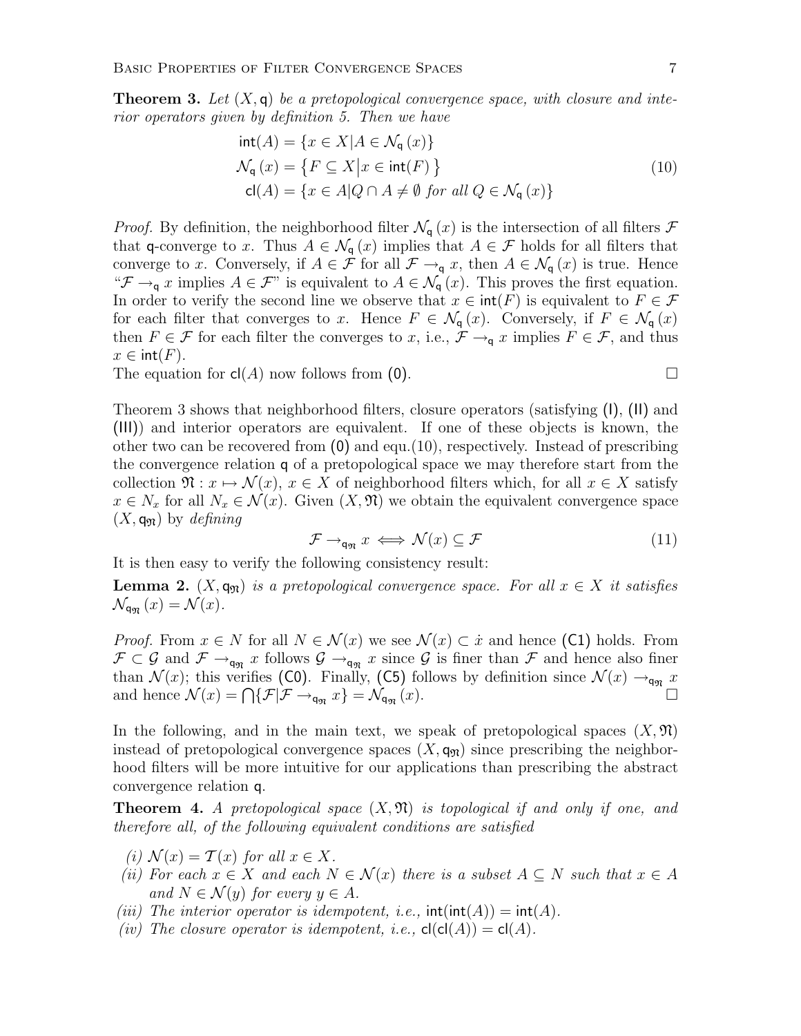**Theorem 3.** *Let $(X, \mathsf{q})$ be a pretopological convergence space, with closure and interior operators given by definition 5. Then we have*

$$
\begin{aligned}
\mathsf{int}(A) &= \{x \in X | A \in \mathcal{N}_{\mathsf{q}}(x)\} \\
\mathcal{N}_{\mathsf{q}}(x) &= \left\{F \subseteq X \middle| x \in \mathsf{int}(F)\right\} \\
\mathsf{cl}(A) &= \{x \in A | Q \cap A \neq \emptyset \text{ for all } Q \in \mathcal{N}_{\mathsf{q}}(x)\}
\end{aligned}
\tag{10}
$$

*Proof.* By definition, the neighborhood filter $\mathcal{N}_{\mathsf{q}}(x)$ is the intersection of all filters $\mathcal{F}$ that $\mathsf{q}$-converge to $x$. Thus $A \in \mathcal{N}_{\mathsf{q}}(x)$ implies that $A \in \mathcal{F}$ holds for all filters that converge to $x$. Conversely, if $A \in \mathcal{F}$ for all $\mathcal{F} \to_{\mathsf{q}} x$, then $A \in \mathcal{N}_{\mathsf{q}}(x)$ is true. Hence "$\mathcal{F} \to_{\mathsf{q}} x$ implies $A \in \mathcal{F}$" is equivalent to $A \in \mathcal{N}_{\mathsf{q}}(x)$. This proves the first equation. In order to verify the second line we observe that $x \in \mathsf{int}(F)$ is equivalent to $F \in \mathcal{F}$ for each filter that converges to $x$. Hence $F \in \mathcal{N}_{\mathsf{q}}(x)$. Conversely, if $F \in \mathcal{N}_{\mathsf{q}}(x)$ then $F \in \mathcal{F}$ for each filter the converges to $x$, i.e., $\mathcal{F} \to_{\mathsf{q}} x$ implies $F \in \mathcal{F}$, and thus $x \in \mathsf{int}(F)$.
The equation for $\mathsf{cl}(A)$ now follows from (0). □

Theorem 3 shows that neighborhood filters, closure operators (satisfying (I), (II) and (III)) and interior operators are equivalent. If one of these objects is known, the other two can be recovered from (0) and equ.(10), respectively. Instead of prescribing the convergence relation $\mathsf{q}$ of a pretopological space we may therefore start from the collection $\mathfrak{N} : x \mapsto \mathcal{N}(x)$, $x \in X$ of neighborhood filters which, for all $x \in X$ satisfy $x \in N_x$ for all $N_x \in \mathcal{N}(x)$. Given $(X, \mathfrak{N})$ we obtain the equivalent convergence space $(X, \mathsf{q}_{\mathfrak{N}})$ by *defining*

$$
\mathcal{F} \to_{\mathsf{q}_{\mathfrak{N}}} x \iff \mathcal{N}(x) \subseteq \mathcal{F} \tag{11}
$$

It is then easy to verify the following consistency result:

**Lemma 2.** *$(X, \mathsf{q}_{\mathfrak{N}})$ is a pretopological convergence space. For all $x \in X$ it satisfies $\mathcal{N}_{\mathsf{q}_{\mathfrak{N}}}(x) = \mathcal{N}(x)$.*

*Proof.* From $x \in N$ for all $N \in \mathcal{N}(x)$ we see $\mathcal{N}(x) \subset \dot{x}$ and hence (C1) holds. From $\mathcal{F} \subset \mathcal{G}$ and $\mathcal{F} \to_{\mathsf{q}_{\mathfrak{N}}} x$ follows $\mathcal{G} \to_{\mathsf{q}_{\mathfrak{N}}} x$ since $\mathcal{G}$ is finer than $\mathcal{F}$ and hence also finer than $\mathcal{N}(x)$; this verifies (C0). Finally, (C5) follows by definition since $\mathcal{N}(x) \to_{\mathsf{q}_{\mathfrak{N}}} x$ and hence $\mathcal{N}(x) = \bigcap\{\mathcal{F} | \mathcal{F} \to_{\mathsf{q}_{\mathfrak{N}}} x\} = \mathcal{N}_{\mathsf{q}_{\mathfrak{N}}}(x)$. □

In the following, and in the main text, we speak of pretopological spaces $(X, \mathfrak{N})$ instead of pretopological convergence spaces $(X, \mathsf{q}_{\mathfrak{N}})$ since prescribing the neighborhood filters will be more intuitive for our applications than prescribing the abstract convergence relation $\mathsf{q}$.

**Theorem 4.** *A pretopological space $(X, \mathfrak{N})$ is topological if and only if one, and therefore all, of the following equivalent conditions are satisfied*

*(i)* $\mathcal{N}(x) = \mathcal{T}(x)$ *for all* $x \in X$.
*(ii) For each $x \in X$ and each $N \in \mathcal{N}(x)$ there is a subset $A \subseteq N$ such that $x \in A$ and $N \in \mathcal{N}(y)$ for every $y \in A$.*
*(iii) The interior operator is idempotent, i.e.,* $\mathsf{int}(\mathsf{int}(A)) = \mathsf{int}(A)$.
*(iv) The closure operator is idempotent, i.e.,* $\mathsf{cl}(\mathsf{cl}(A)) = \mathsf{cl}(A)$.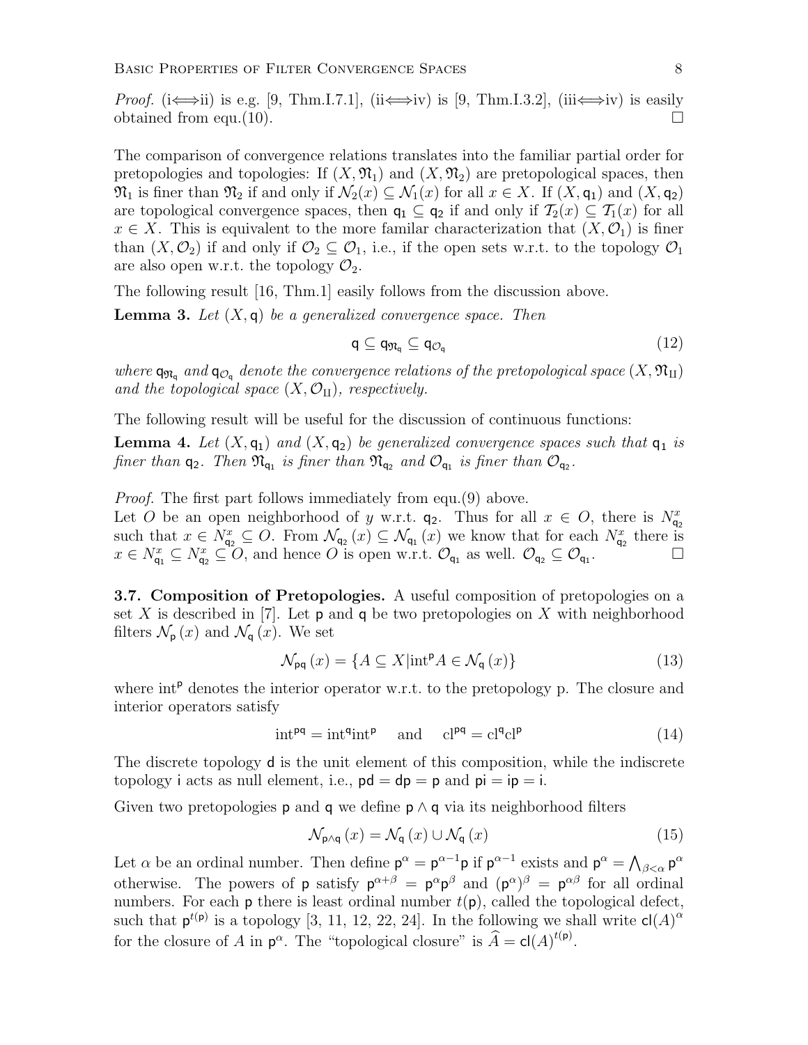*Proof.* (i⟺ii) is e.g. [9, Thm.I.7.1], (ii⟺iv) is [9, Thm.I.3.2], (iii⟺iv) is easily obtained from equ.(10). □

The comparison of convergence relations translates into the familiar partial order for pretopologies and topologies: If $(X, \mathfrak{N}_1)$ and $(X, \mathfrak{N}_2)$ are pretopological spaces, then $\mathfrak{N}_1$ is finer than $\mathfrak{N}_2$ if and only if $\mathcal{N}_2(x) \subseteq \mathcal{N}_1(x)$ for all $x \in X$. If $(X, \mathsf{q}_1)$ and $(X, \mathsf{q}_2)$ are topological convergence spaces, then $\mathsf{q}_1 \subseteq \mathsf{q}_2$ if and only if $\mathcal{T}_2(x) \subseteq \mathcal{T}_1(x)$ for all $x \in X$. This is equivalent to the more familar characterization that $(X, \mathcal{O}_1)$ is finer than $(X, \mathcal{O}_2)$ if and only if $\mathcal{O}_2 \subseteq \mathcal{O}_1$, i.e., if the open sets w.r.t. to the topology $\mathcal{O}_1$ are also open w.r.t. the topology $\mathcal{O}_2$.

The following result [16, Thm.1] easily follows from the discussion above.

**Lemma 3.** *Let $(X, \mathsf{q})$ be a generalized convergence space. Then*

$$\mathsf{q} \subseteq \mathsf{q}_{\mathfrak{N}_\mathsf{q}} \subseteq \mathsf{q}_{\mathcal{O}_\mathsf{q}} \tag{12}$$

*where $\mathsf{q}_{\mathfrak{N}_\mathsf{q}}$ and $\mathsf{q}_{\mathcal{O}_\mathsf{q}}$ denote the convergence relations of the pretopological space $(X, \mathfrak{N}_{\mathrm{II}})$ and the topological space $(X, \mathcal{O}_{\mathrm{II}})$, respectively.*

The following result will be useful for the discussion of continuous functions:

**Lemma 4.** *Let $(X, \mathsf{q}_1)$ and $(X, \mathsf{q}_2)$ be generalized convergence spaces such that $\mathsf{q}_1$ is finer than $\mathsf{q}_2$. Then $\mathfrak{N}_{\mathsf{q}_1}$ is finer than $\mathfrak{N}_{\mathsf{q}_2}$ and $\mathcal{O}_{\mathsf{q}_1}$ is finer than $\mathcal{O}_{\mathsf{q}_2}$.*

*Proof.* The first part follows immediately from equ.(9) above.
Let $O$ be an open neighborhood of $y$ w.r.t. $\mathsf{q}_2$. Thus for all $x \in O$, there is $N^x_{\mathsf{q}_2}$ such that $x \in N^x_{\mathsf{q}_2} \subseteq O$. From $\mathcal{N}_{\mathsf{q}_2}(x) \subseteq \mathcal{N}_{\mathsf{q}_1}(x)$ we know that for each $N^x_{\mathsf{q}_2}$ there is $x \in N^x_{\mathsf{q}_1} \subseteq N^x_{\mathsf{q}_2} \subseteq O$, and hence $O$ is open w.r.t. $\mathcal{O}_{\mathsf{q}_1}$ as well. $\mathcal{O}_{\mathsf{q}_2} \subseteq \mathcal{O}_{\mathsf{q}_1}$. □

**3.7. Composition of Pretopologies.** A useful composition of pretopologies on a set $X$ is described in [7]. Let $\mathsf{p}$ and $\mathsf{q}$ be two pretopologies on $X$ with neighborhood filters $\mathcal{N}_\mathsf{p}(x)$ and $\mathcal{N}_\mathsf{q}(x)$. We set

$$\mathcal{N}_{\mathsf{pq}}(x) = \{A \subseteq X | \mathrm{int}^\mathsf{p} A \in \mathcal{N}_\mathsf{q}(x)\} \tag{13}$$

where $\mathrm{int}^\mathsf{p}$ denotes the interior operator w.r.t. to the pretopology p. The closure and interior operators satisfy

$$\mathrm{int}^{\mathsf{pq}} = \mathrm{int}^\mathsf{q} \mathrm{int}^\mathsf{p} \quad \text{ and } \quad \mathrm{cl}^{\mathsf{pq}} = \mathrm{cl}^\mathsf{q} \mathrm{cl}^\mathsf{p} \tag{14}$$

The discrete topology $\mathsf{d}$ is the unit element of this composition, while the indiscrete topology $\mathsf{i}$ acts as null element, i.e., $\mathsf{pd} = \mathsf{dp} = \mathsf{p}$ and $\mathsf{pi} = \mathsf{ip} = \mathsf{i}$.

Given two pretopologies $\mathsf{p}$ and $\mathsf{q}$ we define $\mathsf{p} \wedge \mathsf{q}$ via its neighborhood filters

$$\mathcal{N}_{\mathsf{p}\wedge\mathsf{q}}(x) = \mathcal{N}_\mathsf{q}(x) \cup \mathcal{N}_\mathsf{q}(x) \tag{15}$$

Let $\alpha$ be an ordinal number. Then define $\mathsf{p}^\alpha = \mathsf{p}^{\alpha-1}\mathsf{p}$ if $\mathsf{p}^{\alpha-1}$ exists and $\mathsf{p}^\alpha = \bigwedge_{\beta<\alpha} \mathsf{p}^\alpha$ otherwise. The powers of $\mathsf{p}$ satisfy $\mathsf{p}^{\alpha+\beta} = \mathsf{p}^\alpha \mathsf{p}^\beta$ and $(\mathsf{p}^\alpha)^\beta = \mathsf{p}^{\alpha\beta}$ for all ordinal numbers. For each $\mathsf{p}$ there is least ordinal number $t(\mathsf{p})$, called the topological defect, such that $\mathsf{p}^{t(\mathsf{p})}$ is a topology [3, 11, 12, 22, 24]. In the following we shall write $\mathsf{cl}(A)^\alpha$ for the closure of $A$ in $\mathsf{p}^\alpha$. The "topological closure" is $\widehat{A} = \mathsf{cl}(A)^{t(\mathsf{p})}$.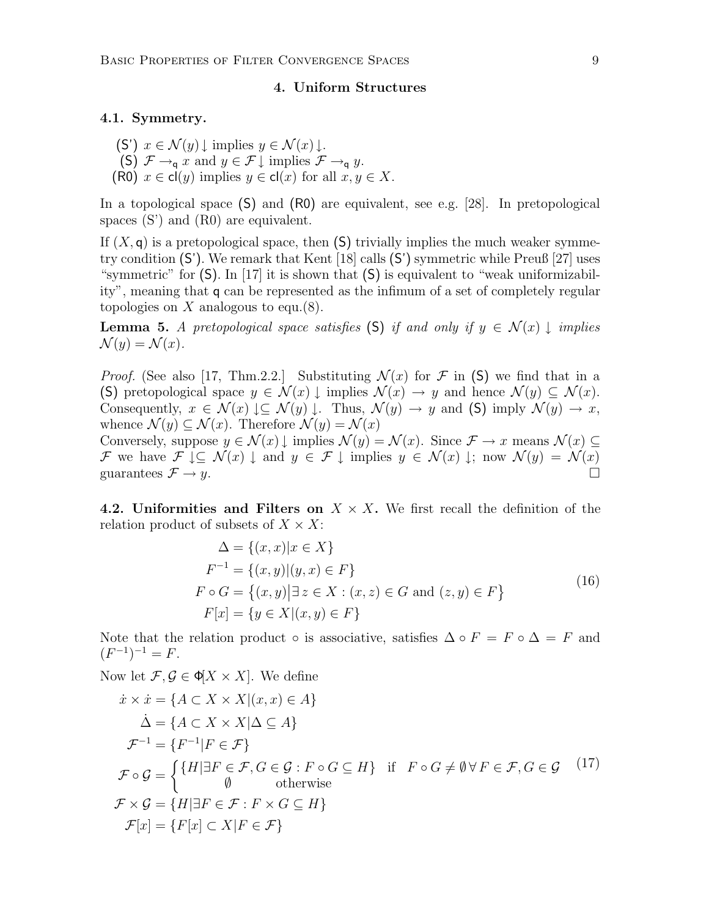## 4. Uniform Structures

### 4.1. Symmetry.

(S') $x \in \mathcal{N}(y)\!\downarrow$ implies $y \in \mathcal{N}(x)\!\downarrow$.
(S) $\mathcal{F} \to_{\mathsf{q}} x$ and $y \in \mathcal{F}\!\downarrow$ implies $\mathcal{F} \to_{\mathsf{q}} y$.
(R0) $x \in \mathsf{cl}(y)$ implies $y \in \mathsf{cl}(x)$ for all $x, y \in X$.

In a topological space (S) and (R0) are equivalent, see e.g. [28]. In pretopological spaces (S') and (R0) are equivalent.

If $(X, \mathsf{q})$ is a pretopological space, then (S) trivially implies the much weaker symmetry condition (S'). We remark that Kent [18] calls (S') symmetric while Preuß [27] uses "symmetric" for (S). In [17] it is shown that (S) is equivalent to "weak uniformizability", meaning that $\mathsf{q}$ can be represented as the infimum of a set of completely regular topologies on $X$ analogous to equ.(8).

**Lemma 5.** *A pretopological space satisfies* (S) *if and only if $y \in \mathcal{N}(x)\downarrow$ implies $\mathcal{N}(y) = \mathcal{N}(x)$.*

*Proof.* (See also [17, Thm.2.2.] Substituting $\mathcal{N}(x)$ for $\mathcal{F}$ in (S) we find that in a (S) pretopological space $y \in \mathcal{N}(x)\downarrow$ implies $\mathcal{N}(x) \to y$ and hence $\mathcal{N}(y) \subseteq \mathcal{N}(x)$. Consequently, $x \in \mathcal{N}(x)\downarrow \subseteq \mathcal{N}(y)\downarrow$. Thus, $\mathcal{N}(y) \to y$ and (S) imply $\mathcal{N}(y) \to x$, whence $\mathcal{N}(y) \subseteq \mathcal{N}(x)$. Therefore $\mathcal{N}(y) = \mathcal{N}(x)$

Conversely, suppose $y \in \mathcal{N}(x)\downarrow$ implies $\mathcal{N}(y) = \mathcal{N}(x)$. Since $\mathcal{F} \to x$ means $\mathcal{N}(x) \subseteq \mathcal{F}$ we have $\mathcal{F}\downarrow \subseteq \mathcal{N}(x)\downarrow$ and $y \in \mathcal{F}\downarrow$ implies $y \in \mathcal{N}(x)\downarrow$; now $\mathcal{N}(y) = \mathcal{N}(x)$ guarantees $\mathcal{F} \to y$. ∎

**4.2. Uniformities and Filters on $X \times X$.** We first recall the definition of the relation product of subsets of $X \times X$:

$$
\begin{aligned}
\Delta &= \{(x,x) | x \in X\} \\
F^{-1} &= \{(x,y) | (y,x) \in F\} \\
F \circ G &= \big\{(x,y) \big| \exists\, z \in X : (x,z) \in G \text{ and } (z,y) \in F\big\} \\
F[x] &= \{y \in X | (x,y) \in F\}
\end{aligned}
\tag{16}
$$

Note that the relation product $\circ$ is associative, satisfies $\Delta \circ F = F \circ \Delta = F$ and $(F^{-1})^{-1} = F$.

Now let $\mathcal{F}, \mathcal{G} \in \Phi[X \times X]$. We define

$$
\begin{aligned}
\dot{x} \times \dot{x} &= \{A \subset X \times X | (x,x) \in A\} \\
\dot{\Delta} &= \{A \subset X \times X | \Delta \subseteq A\} \\
\mathcal{F}^{-1} &= \{F^{-1} | F \in \mathcal{F}\} \\
\mathcal{F} \circ \mathcal{G} &= \begin{cases} \{H | \exists F \in \mathcal{F}, G \in \mathcal{G} : F \circ G \subseteq H\} & \text{if} \quad F \circ G \neq \emptyset\, \forall\, F \in \mathcal{F}, G \in \mathcal{G} \\ \emptyset & \text{otherwise} \end{cases} \\
\mathcal{F} \times \mathcal{G} &= \{H | \exists F \in \mathcal{F} : F \times G \subseteq H\} \\
\mathcal{F}[x] &= \{F[x] \subset X | F \in \mathcal{F}\}
\end{aligned}
\tag{17}
$$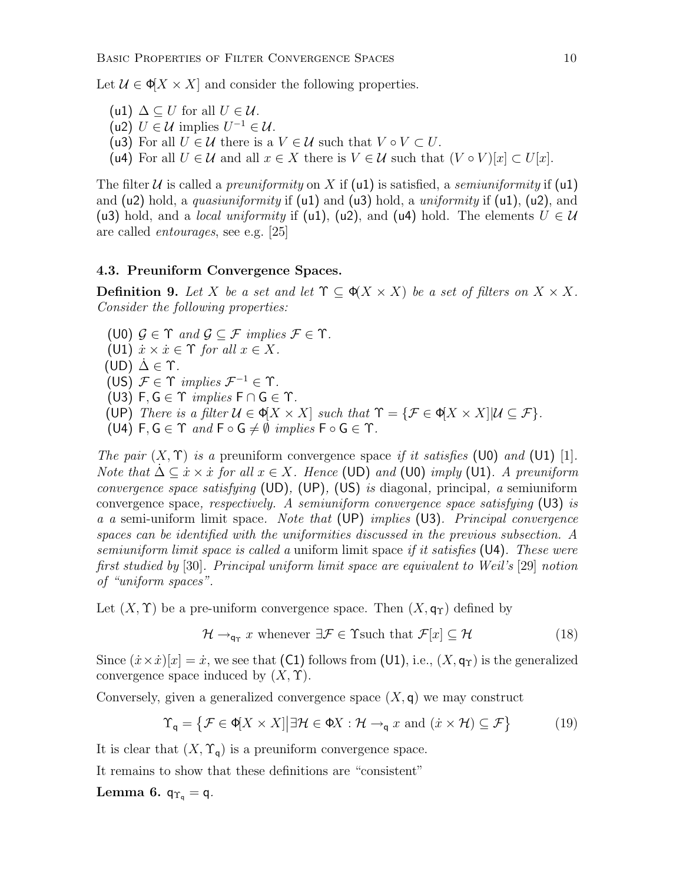Let $\mathcal{U} \in \Phi[X \times X]$ and consider the following properties.

- (u1) $\Delta \subseteq U$ for all $U \in \mathcal{U}$.
- (u2) $U \in \mathcal{U}$ implies $U^{-1} \in \mathcal{U}$.
- (u3) For all $U \in \mathcal{U}$ there is a $V \in \mathcal{U}$ such that $V \circ V \subset U$.
- (u4) For all $U \in \mathcal{U}$ and all $x \in X$ there is $V \in \mathcal{U}$ such that $(V \circ V)[x] \subset U[x]$.

The filter $\mathcal{U}$ is called a *preuniformity* on $X$ if (u1) is satisfied, a *semiuniformity* if (u1) and (u2) hold, a *quasiuniformity* if (u1) and (u3) hold, a *uniformity* if (u1), (u2), and (u3) hold, and a *local uniformity* if (u1), (u2), and (u4) hold. The elements $U \in \mathcal{U}$ are called *entourages*, see e.g. [25]

### 4.3. Preuniform Convergence Spaces.

**Definition 9.** *Let $X$ be a set and let $\Upsilon \subseteq \Phi(X \times X)$ be a set of filters on $X \times X$. Consider the following properties:*

- (U0) *$\mathcal{G} \in \Upsilon$ and $\mathcal{G} \subseteq \mathcal{F}$ implies $\mathcal{F} \in \Upsilon$.*
- (U1) *$\dot{x} \times \dot{x} \in \Upsilon$ for all $x \in X$.*
- (UD) *$\dot{\Delta} \in \Upsilon$.*
- (US) *$\mathcal{F} \in \Upsilon$ implies $\mathcal{F}^{-1} \in \Upsilon$.*
- (U3) *$\mathsf{F}, \mathsf{G} \in \Upsilon$ implies $\mathsf{F} \cap \mathsf{G} \in \Upsilon$.*
- (UP) *There is a filter $\mathcal{U} \in \Phi[X \times X]$ such that $\Upsilon = \{\mathcal{F} \in \Phi[X \times X] | \mathcal{U} \subseteq \mathcal{F}\}$.*
- (U4) *$\mathsf{F}, \mathsf{G} \in \Upsilon$ and $\mathsf{F} \circ \mathsf{G} \neq \emptyset$ implies $\mathsf{F} \circ \mathsf{G} \in \Upsilon$.*

*The pair $(X, \Upsilon)$ is a* preuniform convergence space *if it satisfies* (U0) *and* (U1) [1]. *Note that $\dot{\Delta} \subseteq \dot{x} \times \dot{x}$ for all $x \in X$. Hence* (UD) *and* (U0) *imply* (U1). *A preuniform convergence space satisfying* (UD), (UP), (US) *is* diagonal, principal, *a* semiuniform convergence space, *respectively. A semiuniform convergence space satisfying* (U3) *is a a* semi-uniform limit space. *Note that* (UP) *implies* (U3). *Principal convergence spaces can be identified with the uniformities discussed in the previous subsection. A semiuniform limit space is called a* uniform limit space *if it satisfies* (U4). *These were first studied by* [30]. *Principal uniform limit space are equivalent to Weil's* [29] *notion of "uniform spaces".*

Let $(X, \Upsilon)$ be a pre-uniform convergence space. Then $(X, \mathsf{q}_\Upsilon)$ defined by

$$\mathcal{H} \rightarrow_{\mathsf{q}_\Upsilon} x \text{ whenever } \exists \mathcal{F} \in \Upsilon \text{such that } \mathcal{F}[x] \subseteq \mathcal{H} \tag{18}$$

Since $(\dot{x} \times \dot{x})[x] = \dot{x}$, we see that (C1) follows from (U1), i.e., $(X, \mathsf{q}_\Upsilon)$ is the generalized convergence space induced by $(X, \Upsilon)$.

Conversely, given a generalized convergence space $(X, \mathsf{q})$ we may construct

$$\Upsilon_\mathsf{q} = \left\{ \mathcal{F} \in \Phi[X \times X] \middle| \exists \mathcal{H} \in \Phi X : \mathcal{H} \rightarrow_\mathsf{q} x \text{ and } (\dot{x} \times \mathcal{H}) \subseteq \mathcal{F} \right\} \tag{19}$$

It is clear that $(X, \Upsilon_\mathsf{q})$ is a preuniform convergence space.

It remains to show that these definitions are "consistent"

**Lemma 6.** $\mathsf{q}_{\Upsilon_\mathsf{q}} = \mathsf{q}$.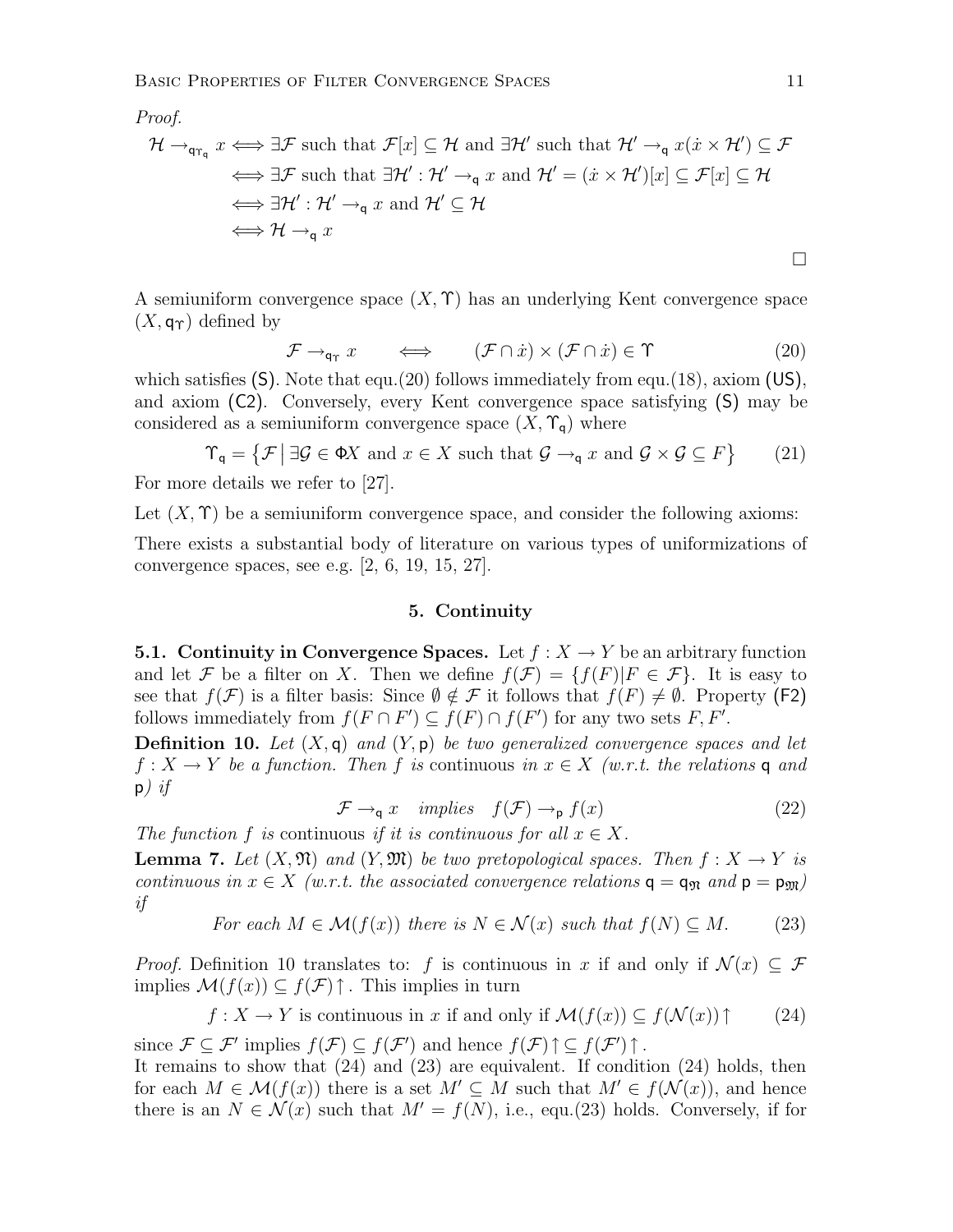*Proof.*

$$
\begin{aligned}
\mathcal{H} \to_{\mathsf{q}_{\Upsilon_\mathsf{q}}} x &\iff \exists \mathcal{F} \text{ such that } \mathcal{F}[x] \subseteq \mathcal{H} \text{ and } \exists \mathcal{H}' \text{ such that } \mathcal{H}' \to_\mathsf{q} x (\dot{x} \times \mathcal{H}') \subseteq \mathcal{F} \\
&\iff \exists \mathcal{F} \text{ such that } \exists \mathcal{H}' : \mathcal{H}' \to_\mathsf{q} x \text{ and } \mathcal{H}' = (\dot{x} \times \mathcal{H}')[x] \subseteq \mathcal{F}[x] \subseteq \mathcal{H} \\
&\iff \exists \mathcal{H}' : \mathcal{H}' \to_\mathsf{q} x \text{ and } \mathcal{H}' \subseteq \mathcal{H} \\
&\iff \mathcal{H} \to_\mathsf{q} x
\end{aligned}
$$

□

A semiuniform convergence space $(X, \Upsilon)$ has an underlying Kent convergence space $(X, \mathsf{q}_\Upsilon)$ defined by

$$\mathcal{F} \to_{\mathsf{q}_\Upsilon} x \qquad \iff \qquad (\mathcal{F} \cap \dot{x}) \times (\mathcal{F} \cap \dot{x}) \in \Upsilon \tag{20}$$

which satisfies (S). Note that equ.(20) follows immediately from equ.(18), axiom (US), and axiom (C2). Conversely, every Kent convergence space satisfying (S) may be considered as a semiuniform convergence space $(X, \Upsilon_\mathsf{q})$ where

$$\Upsilon_\mathsf{q} = \left\{ \mathcal{F} \,\middle|\, \exists \mathcal{G} \in \Phi X \text{ and } x \in X \text{ such that } \mathcal{G} \to_\mathsf{q} x \text{ and } \mathcal{G} \times \mathcal{G} \subseteq F \right\} \tag{21}$$

For more details we refer to [27].

Let $(X, \Upsilon)$ be a semiuniform convergence space, and consider the following axioms:

There exists a substantial body of literature on various types of uniformizations of convergence spaces, see e.g. [2, 6, 19, 15, 27].

## 5. Continuity

**5.1. Continuity in Convergence Spaces.** Let $f : X \to Y$ be an arbitrary function and let $\mathcal{F}$ be a filter on $X$. Then we define $f(\mathcal{F}) = \{f(F) | F \in \mathcal{F}\}$. It is easy to see that $f(\mathcal{F})$ is a filter basis: Since $\emptyset \notin \mathcal{F}$ it follows that $f(F) \neq \emptyset$. Property (F2) follows immediately from $f(F \cap F') \subseteq f(F) \cap f(F')$ for any two sets $F, F'$.

**Definition 10.** *Let $(X, \mathsf{q})$ and $(Y, \mathsf{p})$ be two generalized convergence spaces and let $f : X \to Y$ be a function. Then $f$ is* continuous *in $x \in X$ (w.r.t. the relations $\mathsf{q}$ and $\mathsf{p}$) if*

$$\mathcal{F} \to_\mathsf{q} x \quad \textit{implies} \quad f(\mathcal{F}) \to_\mathsf{p} f(x) \tag{22}$$

*The function $f$ is* continuous *if it is continuous for all $x \in X$.*

**Lemma 7.** *Let $(X, \mathfrak{N})$ and $(Y, \mathfrak{M})$ be two pretopological spaces. Then $f : X \to Y$ is continuous in $x \in X$ (w.r.t. the associated convergence relations $\mathsf{q} = \mathsf{q}_\mathfrak{N}$ and $\mathsf{p} = \mathsf{p}_\mathfrak{M}$) if*

$$\textit{For each } M \in \mathcal{M}(f(x)) \textit{ there is } N \in \mathcal{N}(x) \textit{ such that } f(N) \subseteq M. \tag{23}$$

*Proof.* Definition 10 translates to: $f$ is continuous in $x$ if and only if $\mathcal{N}(x) \subseteq \mathcal{F}$ implies $\mathcal{M}(f(x)) \subseteq f(\mathcal{F})\!\uparrow$. This implies in turn

$$f : X \to Y \text{ is continuous in } x \text{ if and only if } \mathcal{M}(f(x)) \subseteq f(\mathcal{N}(x))\!\uparrow \tag{24}$$

since $\mathcal{F} \subseteq \mathcal{F}'$ implies $f(\mathcal{F}) \subseteq f(\mathcal{F}')$ and hence $f(\mathcal{F})\!\uparrow \subseteq f(\mathcal{F}')\!\uparrow$.

It remains to show that (24) and (23) are equivalent. If condition (24) holds, then for each $M \in \mathcal{M}(f(x))$ there is a set $M' \subseteq M$ such that $M' \in f(\mathcal{N}(x))$, and hence there is an $N \in \mathcal{N}(x)$ such that $M' = f(N)$, i.e., equ.(23) holds. Conversely, if for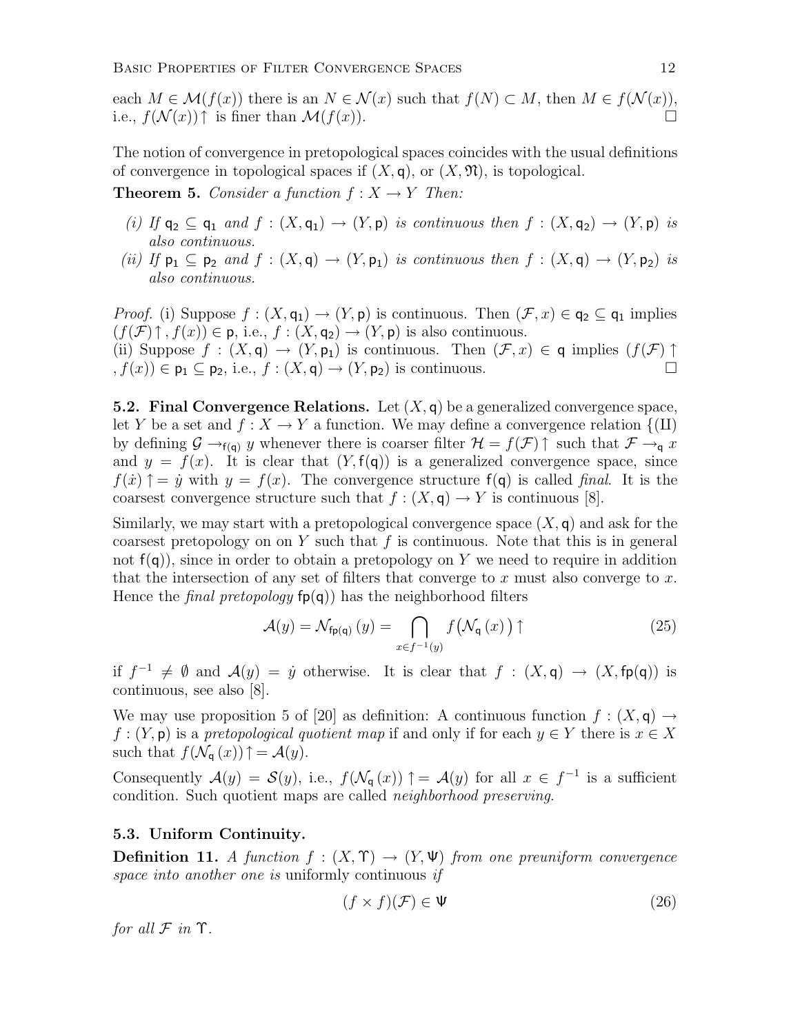each $M \in \mathcal{M}(f(x))$ there is an $N \in \mathcal{N}(x)$ such that $f(N) \subset M$, then $M \in f(\mathcal{N}(x))$, i.e., $f(\mathcal{N}(x))\uparrow$ is finer than $\mathcal{M}(f(x))$. □

The notion of convergence in pretopological spaces coincides with the usual definitions of convergence in topological spaces if $(X, \mathsf{q})$, or $(X, \mathfrak{N})$, is topological.

**Theorem 5.** *Consider a function $f : X \to Y$ Then:*

*(i) If $\mathsf{q}_2 \subseteq \mathsf{q}_1$ and $f : (X, \mathsf{q}_1) \to (Y, \mathsf{p})$ is continuous then $f : (X, \mathsf{q}_2) \to (Y, \mathsf{p})$ is also continuous.*

*(ii) If $\mathsf{p}_1 \subseteq \mathsf{p}_2$ and $f : (X, \mathsf{q}) \to (Y, \mathsf{p}_1)$ is continuous then $f : (X, \mathsf{q}) \to (Y, \mathsf{p}_2)$ is also continuous.*

*Proof.* (i) Suppose $f : (X, \mathsf{q}_1) \to (Y, \mathsf{p})$ is continuous. Then $(\mathcal{F}, x) \in \mathsf{q}_2 \subseteq \mathsf{q}_1$ implies $(f(\mathcal{F})\uparrow, f(x)) \in \mathsf{p}$, i.e., $f : (X, \mathsf{q}_2) \to (Y, \mathsf{p})$ is also continuous.
(ii) Suppose $f : (X, \mathsf{q}) \to (Y, \mathsf{p}_1)$ is continuous. Then $(\mathcal{F}, x) \in \mathsf{q}$ implies $(f(\mathcal{F})\uparrow, f(x)) \in \mathsf{p}_1 \subseteq \mathsf{p}_2$, i.e., $f : (X, \mathsf{q}) \to (Y, \mathsf{p}_2)$ is continuous. □

**5.2. Final Convergence Relations.** Let $(X, \mathsf{q})$ be a generalized convergence space, let $Y$ be a set and $f : X \to Y$ a function. We may define a convergence relation {(II) by defining $\mathcal{G} \to_{\mathsf{f}(\mathsf{q})} y$ whenever there is coarser filter $\mathcal{H} = f(\mathcal{F})\uparrow$ such that $\mathcal{F} \to_{\mathsf{q}} x$ and $y = f(x)$. It is clear that $(Y, \mathsf{f}(\mathsf{q}))$ is a generalized convergence space, since $f(\dot{x})\uparrow = \dot{y}$ with $y = f(x)$. The convergence structure $\mathsf{f}(\mathsf{q})$ is called *final*. It is the coarsest convergence structure such that $f : (X, \mathsf{q}) \to Y$ is continuous [8].

Similarly, we may start with a pretopological convergence space $(X, \mathsf{q})$ and ask for the coarsest pretopology on on $Y$ such that $f$ is continuous. Note that this is in general not $\mathsf{f}(\mathsf{q})$), since in order to obtain a pretopology on $Y$ we need to require in addition that the intersection of any set of filters that converge to $x$ must also converge to $x$. Hence the *final pretopology* $\mathsf{fp}(\mathsf{q})$) has the neighborhood filters

$$\mathcal{A}(y) = \mathcal{N}_{\mathsf{fp}(\mathsf{q})}(y) = \bigcap_{x \in f^{-1}(y)} f\big(\mathcal{N}_{\mathsf{q}}(x)\big)\uparrow \tag{25}$$

if $f^{-1} \neq \emptyset$ and $\mathcal{A}(y) = \dot{y}$ otherwise. It is clear that $f : (X, \mathsf{q}) \to (X, \mathsf{fp}(\mathsf{q}))$ is continuous, see also [8].

We may use proposition 5 of [20] as definition: A continuous function $f : (X, \mathsf{q}) \to f : (Y, \mathsf{p})$ is a *pretopological quotient map* if and only if for each $y \in Y$ there is $x \in X$ such that $f(\mathcal{N}_{\mathsf{q}}(x))\uparrow = \mathcal{A}(y)$.

Consequently $\mathcal{A}(y) = \mathcal{S}(y)$, i.e., $f(\mathcal{N}_{\mathsf{q}}(x))\uparrow = \mathcal{A}(y)$ for all $x \in f^{-1}$ is a sufficient condition. Such quotient maps are called *neighborhood preserving*.

### 5.3. Uniform Continuity.

**Definition 11.** *A function $f : (X, \Upsilon) \to (Y, \Psi)$ from one preuniform convergence space into another one is* uniformly continuous *if*

$$(f \times f)(\mathcal{F}) \in \Psi \tag{26}$$

*for all $\mathcal{F}$ in $\Upsilon$.*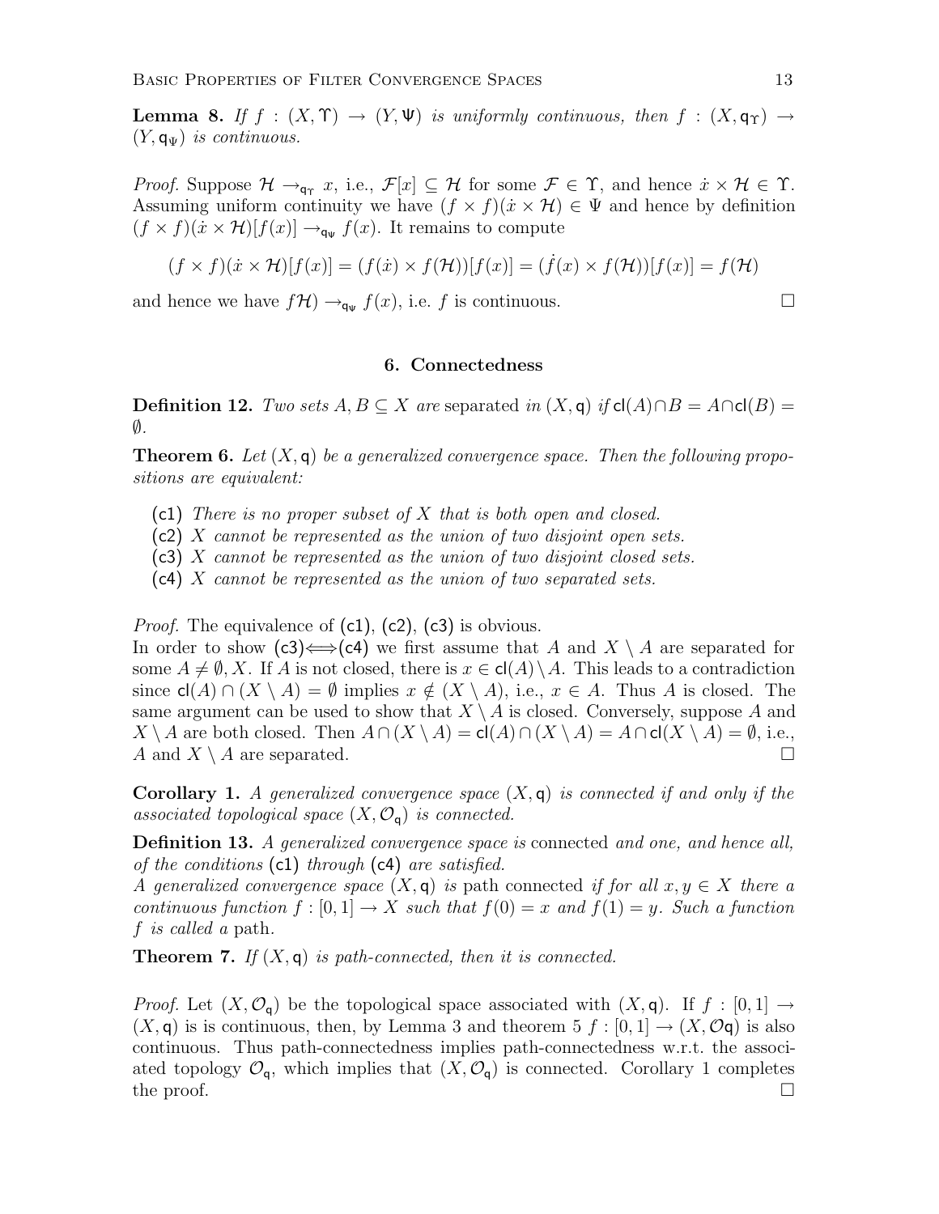**Lemma 8.** *If $f : (X, \Upsilon) \to (Y, \Psi)$ is uniformly continuous, then $f : (X, \mathsf{q}_\Upsilon) \to (Y, \mathsf{q}_\Psi)$ is continuous.*

*Proof.* Suppose $\mathcal{H} \to_{\mathsf{q}_\Upsilon} x$, i.e., $\mathcal{F}[x] \subseteq \mathcal{H}$ for some $\mathcal{F} \in \Upsilon$, and hence $\dot{x} \times \mathcal{H} \in \Upsilon$. Assuming uniform continuity we have $(f \times f)(\dot{x} \times \mathcal{H}) \in \Psi$ and hence by definition $(f \times f)(\dot{x} \times \mathcal{H})[f(x)] \to_{\mathsf{q}_\Psi} f(x)$. It remains to compute

$$(f \times f)(\dot{x} \times \mathcal{H})[f(x)] = (f(\dot{x}) \times f(\mathcal{H}))[f(x)] = (\dot{f}(x) \times f(\mathcal{H}))[f(x)] = f(\mathcal{H})$$

and hence we have $f\mathcal{H}) \to_{\mathsf{q}_\Psi} f(x)$, i.e. $f$ is continuous. $\square$

## 6. Connectedness

**Definition 12.** *Two sets $A, B \subseteq X$ are* separated *in $(X, \mathsf{q})$ if $\mathsf{cl}(A) \cap B = A \cap \mathsf{cl}(B) = \emptyset$.*

**Theorem 6.** *Let $(X, \mathsf{q})$ be a generalized convergence space. Then the following propositions are equivalent:*

- (c1) *There is no proper subset of $X$ that is both open and closed.*
- (c2) *$X$ cannot be represented as the union of two disjoint open sets.*
- (c3) *$X$ cannot be represented as the union of two disjoint closed sets.*
- (c4) *$X$ cannot be represented as the union of two separated sets.*

*Proof.* The equivalence of (c1), (c2), (c3) is obvious.
In order to show (c3)$\Longleftrightarrow$(c4) we first assume that $A$ and $X \setminus A$ are separated for some $A \neq \emptyset, X$. If $A$ is not closed, there is $x \in \mathsf{cl}(A) \setminus A$. This leads to a contradiction since $\mathsf{cl}(A) \cap (X \setminus A) = \emptyset$ implies $x \notin (X \setminus A)$, i.e., $x \in A$. Thus $A$ is closed. The same argument can be used to show that $X \setminus A$ is closed. Conversely, suppose $A$ and $X \setminus A$ are both closed. Then $A \cap (X \setminus A) = \mathsf{cl}(A) \cap (X \setminus A) = A \cap \mathsf{cl}(X \setminus A) = \emptyset$, i.e., $A$ and $X \setminus A$ are separated. $\square$

**Corollary 1.** *A generalized convergence space $(X, \mathsf{q})$ is connected if and only if the associated topological space $(X, \mathcal{O}_\mathsf{q})$ is connected.*

**Definition 13.** *A generalized convergence space is* connected *and one, and hence all, of the conditions* (c1) *through* (c4) *are satisfied.*
*A generalized convergence space $(X, \mathsf{q})$ is* path connected *if for all $x, y \in X$ there a continuous function $f : [0, 1] \to X$ such that $f(0) = x$ and $f(1) = y$. Such a function $f$ is called a* path.

**Theorem 7.** *If $(X, \mathsf{q})$ is path-connected, then it is connected.*

*Proof.* Let $(X, \mathcal{O}_\mathsf{q})$ be the topological space associated with $(X, \mathsf{q})$. If $f : [0, 1] \to (X, \mathsf{q})$ is is continuous, then, by Lemma 3 and theorem 5 $f : [0, 1] \to (X, \mathcal{O}\mathsf{q})$ is also continuous. Thus path-connectedness implies path-connectedness w.r.t. the associated topology $\mathcal{O}_\mathsf{q}$, which implies that $(X, \mathcal{O}_\mathsf{q})$ is connected. Corollary 1 completes the proof. $\square$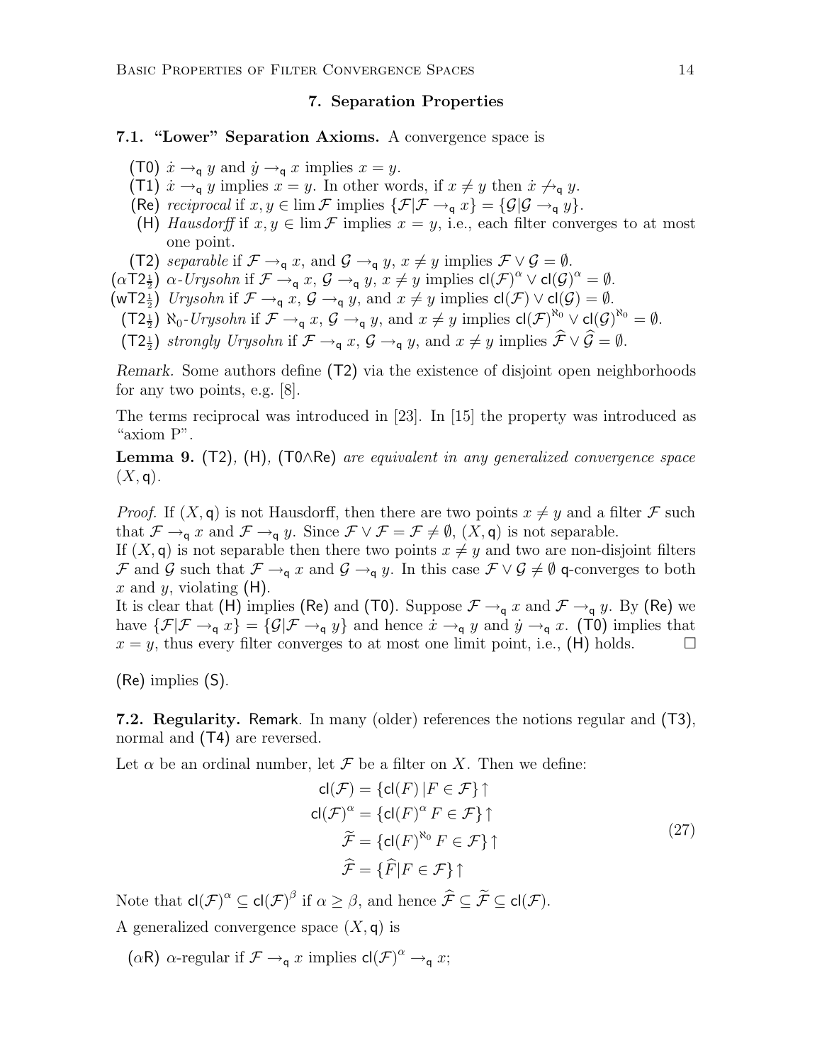## 7. Separation Properties

**7.1. "Lower" Separation Axioms.** A convergence space is

- (T0) $\dot{x} \to_{\mathsf{q}} y$ and $\dot{y} \to_{\mathsf{q}} x$ implies $x = y$.
- (T1) $\dot{x} \to_{\mathsf{q}} y$ implies $x = y$. In other words, if $x \neq y$ then $\dot{x} \not\to_{\mathsf{q}} y$.
- (Re) *reciprocal* if $x, y \in \lim \mathcal{F}$ implies $\{\mathcal{F} | \mathcal{F} \to_{\mathsf{q}} x\} = \{\mathcal{G} | \mathcal{G} \to_{\mathsf{q}} y\}$.
- (H) *Hausdorff* if $x, y \in \lim \mathcal{F}$ implies $x = y$, i.e., each filter converges to at most one point.
- (T2) *separable* if $\mathcal{F} \to_{\mathsf{q}} x$, and $\mathcal{G} \to_{\mathsf{q}} y$, $x \neq y$ implies $\mathcal{F} \vee \mathcal{G} = \emptyset$.
- ($\alpha$T2$\frac{1}{2}$) $\alpha$*-Urysohn* if $\mathcal{F} \to_{\mathsf{q}} x$, $\mathcal{G} \to_{\mathsf{q}} y$, $x \neq y$ implies $\mathsf{cl}(\mathcal{F})^{\alpha} \vee \mathsf{cl}(\mathcal{G})^{\alpha} = \emptyset$.
- (wT2$\frac{1}{2}$) *Urysohn* if $\mathcal{F} \to_{\mathsf{q}} x$, $\mathcal{G} \to_{\mathsf{q}} y$, and $x \neq y$ implies $\mathsf{cl}(\mathcal{F}) \vee \mathsf{cl}(\mathcal{G}) = \emptyset$.
- (T2$\frac{1}{2}$) $\aleph_0$*-Urysohn* if $\mathcal{F} \to_{\mathsf{q}} x$, $\mathcal{G} \to_{\mathsf{q}} y$, and $x \neq y$ implies $\mathsf{cl}(\mathcal{F})^{\aleph_0} \vee \mathsf{cl}(\mathcal{G})^{\aleph_0} = \emptyset$.
- (T2$\frac{1}{2}$) *strongly Urysohn* if $\mathcal{F} \to_{\mathsf{q}} x$, $\mathcal{G} \to_{\mathsf{q}} y$, and $x \neq y$ implies $\widehat{\mathcal{F}} \vee \widehat{\mathcal{G}} = \emptyset$.

*Remark.* Some authors define (T2) via the existence of disjoint open neighborhoods for any two points, e.g. [8].

The terms reciprocal was introduced in [23]. In [15] the property was introduced as "axiom P".

**Lemma 9.** *(T2), (H), (T0∧Re) are equivalent in any generalized convergence space $(X, \mathsf{q})$.*

*Proof.* If $(X, \mathsf{q})$ is not Hausdorff, then there are two points $x \neq y$ and a filter $\mathcal{F}$ such that $\mathcal{F} \to_{\mathsf{q}} x$ and $\mathcal{F} \to_{\mathsf{q}} y$. Since $\mathcal{F} \vee \mathcal{F} = \mathcal{F} \neq \emptyset$, $(X, \mathsf{q})$ is not separable.
If $(X, \mathsf{q})$ is not separable then there two points $x \neq y$ and two are non-disjoint filters $\mathcal{F}$ and $\mathcal{G}$ such that $\mathcal{F} \to_{\mathsf{q}} x$ and $\mathcal{G} \to_{\mathsf{q}} y$. In this case $\mathcal{F} \vee \mathcal{G} \neq \emptyset$ $\mathsf{q}$-converges to both $x$ and $y$, violating (H).
It is clear that (H) implies (Re) and (T0). Suppose $\mathcal{F} \to_{\mathsf{q}} x$ and $\mathcal{F} \to_{\mathsf{q}} y$. By (Re) we have $\{\mathcal{F} | \mathcal{F} \to_{\mathsf{q}} x\} = \{\mathcal{G} | \mathcal{F} \to_{\mathsf{q}} y\}$ and hence $\dot{x} \to_{\mathsf{q}} y$ and $\dot{y} \to_{\mathsf{q}} x$. (T0) implies that $x = y$, thus every filter converges to at most one limit point, i.e., (H) holds. □

(Re) implies (S).

**7.2. Regularity.** Remark. In many (older) references the notions regular and (T3), normal and (T4) are reversed.

Let $\alpha$ be an ordinal number, let $\mathcal{F}$ be a filter on $X$. Then we define:

$$
\begin{aligned}
\mathsf{cl}(\mathcal{F}) &= \{\mathsf{cl}(F) \,| F \in \mathcal{F}\}\uparrow \\
\mathsf{cl}(\mathcal{F})^{\alpha} &= \{\mathsf{cl}(F)^{\alpha} \, F \in \mathcal{F}\}\uparrow \\
\widetilde{\mathcal{F}} &= \{\mathsf{cl}(F)^{\aleph_0} \, F \in \mathcal{F}\}\uparrow \\
\widehat{\mathcal{F}} &= \{\widehat{F} | F \in \mathcal{F}\}\uparrow
\end{aligned}
\tag{27}
$$

Note that $\mathsf{cl}(\mathcal{F})^{\alpha} \subseteq \mathsf{cl}(\mathcal{F})^{\beta}$ if $\alpha \geq \beta$, and hence $\widehat{\mathcal{F}} \subseteq \widetilde{\mathcal{F}} \subseteq \mathsf{cl}(\mathcal{F})$.

A generalized convergence space $(X, \mathsf{q})$ is

- ($\alpha$R) $\alpha$-regular if $\mathcal{F} \to_{\mathsf{q}} x$ implies $\mathsf{cl}(\mathcal{F})^{\alpha} \to_{\mathsf{q}} x$;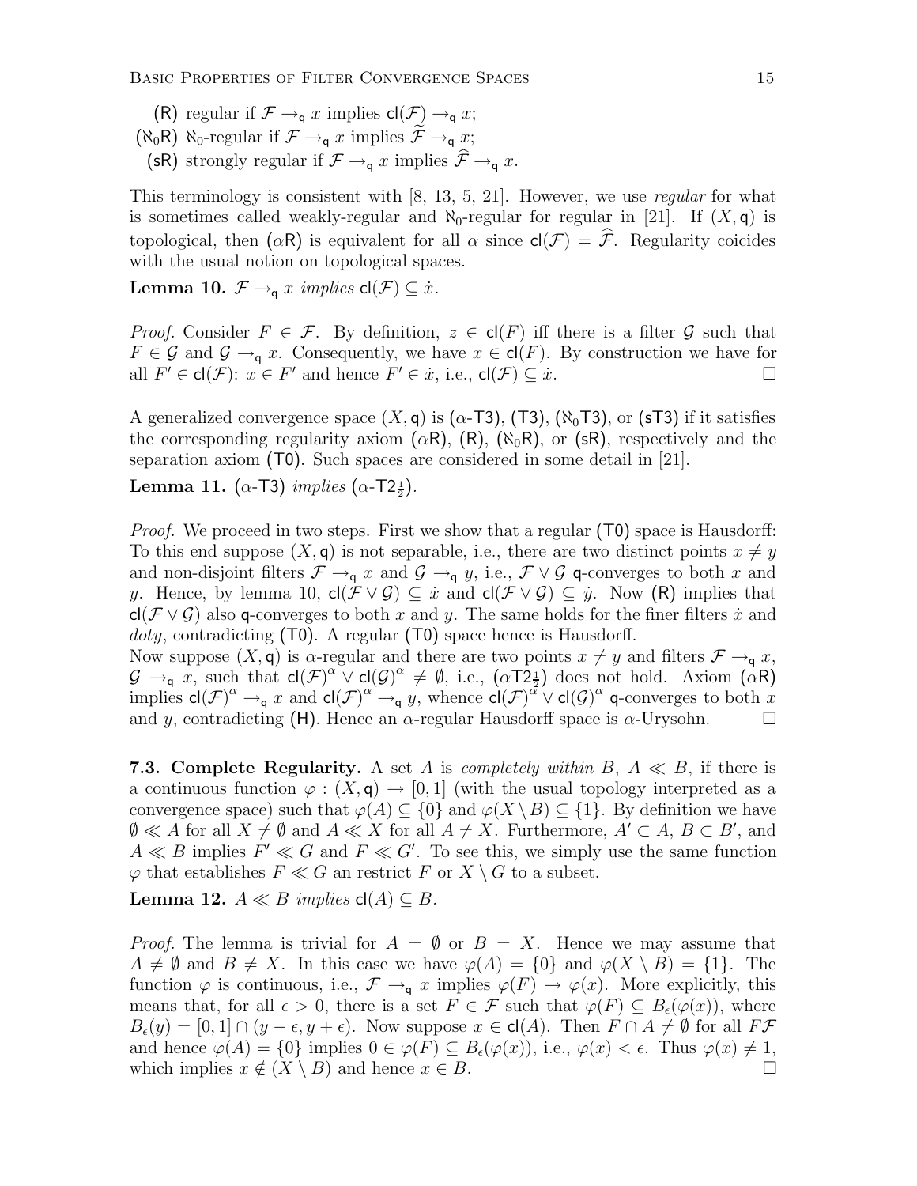(R) regular if $\mathcal{F} \to_{\mathsf{q}} x$ implies $\mathsf{cl}(\mathcal{F}) \to_{\mathsf{q}} x$;

($\aleph_0$R) $\aleph_0$-regular if $\mathcal{F} \to_{\mathsf{q}} x$ implies $\widetilde{\mathcal{F}} \to_{\mathsf{q}} x$;

(sR) strongly regular if $\mathcal{F} \to_{\mathsf{q}} x$ implies $\widehat{\mathcal{F}} \to_{\mathsf{q}} x$.

This terminology is consistent with [8, 13, 5, 21]. However, we use *regular* for what is sometimes called weakly-regular and $\aleph_0$-regular for regular in [21]. If $(X, \mathsf{q})$ is topological, then ($\alpha$R) is equivalent for all $\alpha$ since $\mathsf{cl}(\mathcal{F}) = \widehat{\mathcal{F}}$. Regularity coicides with the usual notion on topological spaces.

**Lemma 10.** *$\mathcal{F} \to_{\mathsf{q}} x$ implies $\mathsf{cl}(\mathcal{F}) \subseteq \dot{x}$.*

*Proof.* Consider $F \in \mathcal{F}$. By definition, $z \in \mathsf{cl}(F)$ iff there is a filter $\mathcal{G}$ such that $F \in \mathcal{G}$ and $\mathcal{G} \to_{\mathsf{q}} x$. Consequently, we have $x \in \mathsf{cl}(F)$. By construction we have for all $F' \in \mathsf{cl}(\mathcal{F})$: $x \in F'$ and hence $F' \in \dot{x}$, i.e., $\mathsf{cl}(\mathcal{F}) \subseteq \dot{x}$. □

A generalized convergence space $(X, \mathsf{q})$ is ($\alpha$-T3), (T3), ($\aleph_0$T3), or (sT3) if it satisfies the corresponding regularity axiom ($\alpha$R), (R), ($\aleph_0$R), or (sR), respectively and the separation axiom (T0). Such spaces are considered in some detail in [21].

**Lemma 11.** *($\alpha$-T3) implies ($\alpha$-T$2\frac{1}{2}$).*

*Proof.* We proceed in two steps. First we show that a regular (T0) space is Hausdorff: To this end suppose $(X, \mathsf{q})$ is not separable, i.e., there are two distinct points $x \neq y$ and non-disjoint filters $\mathcal{F} \to_{\mathsf{q}} x$ and $\mathcal{G} \to_{\mathsf{q}} y$, i.e., $\mathcal{F} \vee \mathcal{G}$ q-converges to both $x$ and $y$. Hence, by lemma 10, $\mathsf{cl}(\mathcal{F} \vee \mathcal{G}) \subseteq \dot{x}$ and $\mathsf{cl}(\mathcal{F} \vee \mathcal{G}) \subseteq \dot{y}$. Now (R) implies that $\mathsf{cl}(\mathcal{F} \vee \mathcal{G})$ also q-converges to both $x$ and $y$. The same holds for the finer filters $\dot{x}$ and *doty*, contradicting (T0). A regular (T0) space hence is Hausdorff.
Now suppose $(X, \mathsf{q})$ is $\alpha$-regular and there are two points $x \neq y$ and filters $\mathcal{F} \to_{\mathsf{q}} x$, $\mathcal{G} \to_{\mathsf{q}} x$, such that $\mathsf{cl}(\mathcal{F})^{\alpha} \vee \mathsf{cl}(\mathcal{G})^{\alpha} \neq \emptyset$, i.e., ($\alpha$T$2\frac{1}{2}$) does not hold. Axiom ($\alpha$R) implies $\mathsf{cl}(\mathcal{F})^{\alpha} \to_{\mathsf{q}} x$ and $\mathsf{cl}(\mathcal{F})^{\alpha} \to_{\mathsf{q}} y$, whence $\mathsf{cl}(\mathcal{F})^{\alpha} \vee \mathsf{cl}(\mathcal{G})^{\alpha}$ q-converges to both $x$ and $y$, contradicting (H). Hence an $\alpha$-regular Hausdorff space is $\alpha$-Urysohn. □

**7.3. Complete Regularity.** A set $A$ is *completely within* $B$, $A \ll B$, if there is a continuous function $\varphi : (X, \mathsf{q}) \to [0, 1]$ (with the usual topology interpreted as a convergence space) such that $\varphi(A) \subseteq \{0\}$ and $\varphi(X \setminus B) \subseteq \{1\}$. By definition we have $\emptyset \ll A$ for all $X \neq \emptyset$ and $A \ll X$ for all $A \neq X$. Furthermore, $A' \subset A$, $B \subset B'$, and $A \ll B$ implies $F' \ll G$ and $F \ll G'$. To see this, we simply use the same function $\varphi$ that establishes $F \ll G$ an restrict $F$ or $X \setminus G$ to a subset.

**Lemma 12.** *$A \ll B$ implies $\mathsf{cl}(A) \subseteq B$.*

*Proof.* The lemma is trivial for $A = \emptyset$ or $B = X$. Hence we may assume that $A \neq \emptyset$ and $B \neq X$. In this case we have $\varphi(A) = \{0\}$ and $\varphi(X \setminus B) = \{1\}$. The function $\varphi$ is continuous, i.e., $\mathcal{F} \to_{\mathsf{q}} x$ implies $\varphi(F) \to \varphi(x)$. More explicitly, this means that, for all $\epsilon > 0$, there is a set $F \in \mathcal{F}$ such that $\varphi(F) \subseteq B_{\epsilon}(\varphi(x))$, where $B_{\epsilon}(y) = [0, 1] \cap (y - \epsilon, y + \epsilon)$. Now suppose $x \in \mathsf{cl}(A)$. Then $F \cap A \neq \emptyset$ for all $F\mathcal{F}$ and hence $\varphi(A) = \{0\}$ implies $0 \in \varphi(F) \subseteq B_{\epsilon}(\varphi(x))$, i.e., $\varphi(x) < \epsilon$. Thus $\varphi(x) \neq 1$, which implies $x \notin (X \setminus B)$ and hence $x \in B$. □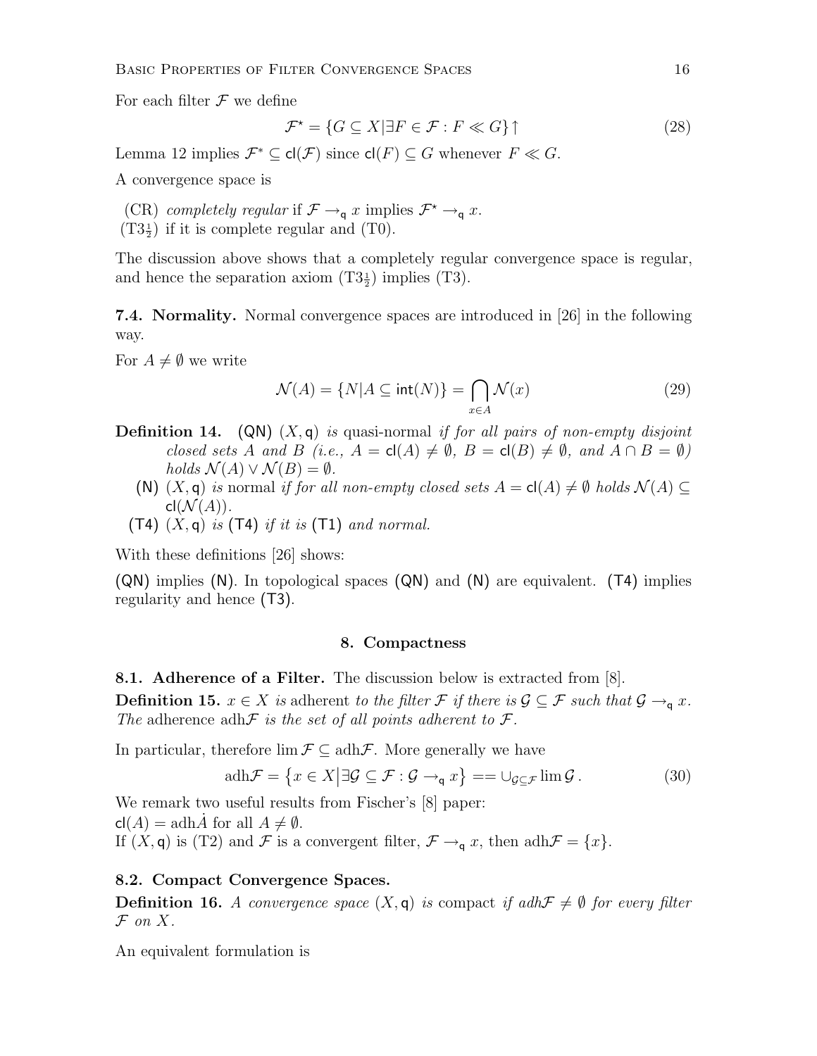For each filter $\mathcal{F}$ we define

$$\mathcal{F}^\star = \{G \subseteq X | \exists F \in \mathcal{F} : F \ll G\} \uparrow \tag{28}$$

Lemma 12 implies $\mathcal{F}^* \subseteq \mathsf{cl}(\mathcal{F})$ since $\mathsf{cl}(F) \subseteq G$ whenever $F \ll G$.

A convergence space is

(CR) *completely regular* if $\mathcal{F} \to_{\mathsf{q}} x$ implies $\mathcal{F}^\star \to_{\mathsf{q}} x$.

(T$3\frac{1}{2}$) if it is complete regular and (T0).

The discussion above shows that a completely regular convergence space is regular, and hence the separation axiom (T$3\frac{1}{2}$) implies (T3).

**7.4. Normality.** Normal convergence spaces are introduced in [26] in the following way.

For $A \neq \emptyset$ we write

$$\mathcal{N}(A) = \{N | A \subseteq \mathsf{int}(N)\} = \bigcap_{x \in A} \mathcal{N}(x) \tag{29}$$

**Definition 14.** (QN) $(X, \mathsf{q})$ *is* quasi-normal *if for all pairs of non-empty disjoint closed sets $A$ and $B$ (i.e., $A = \mathsf{cl}(A) \neq \emptyset$, $B = \mathsf{cl}(B) \neq \emptyset$, and $A \cap B = \emptyset$) holds $\mathcal{N}(A) \vee \mathcal{N}(B) = \emptyset$.*

(N) $(X, \mathsf{q})$ *is* normal *if for all non-empty closed sets $A = \mathsf{cl}(A) \neq \emptyset$ holds $\mathcal{N}(A) \subseteq \mathsf{cl}(\mathcal{N}(A))$.*

(T4) $(X, \mathsf{q})$ *is* (T4) *if it is* (T1) *and normal.*

With these definitions [26] shows:

(QN) implies (N). In topological spaces (QN) and (N) are equivalent. (T4) implies regularity and hence (T3).

## 8. Compactness

**8.1. Adherence of a Filter.** The discussion below is extracted from [8].

**Definition 15.** *$x \in X$ is* adherent *to the filter $\mathcal{F}$ if there is $\mathcal{G} \subseteq \mathcal{F}$ such that $\mathcal{G} \to_{\mathsf{q}} x$. The* adherence $\mathrm{adh}\mathcal{F}$ *is the set of all points adherent to $\mathcal{F}$.*

In particular, therefore $\lim \mathcal{F} \subseteq \mathrm{adh}\mathcal{F}$. More generally we have

$$\mathrm{adh}\mathcal{F} = \left\{x \in X \middle| \exists \mathcal{G} \subseteq \mathcal{F} : \mathcal{G} \to_{\mathsf{q}} x\right\} == \cup_{\mathcal{G} \subseteq \mathcal{F}} \lim \mathcal{G} \,. \tag{30}$$

We remark two useful results from Fischer's [8] paper:

$\mathsf{cl}(A) = \mathrm{adh}\dot{A}$ for all $A \neq \emptyset$.

If $(X, \mathsf{q})$ is (T2) and $\mathcal{F}$ is a convergent filter, $\mathcal{F} \to_{\mathsf{q}} x$, then $\mathrm{adh}\mathcal{F} = \{x\}$.

**8.2. Compact Convergence Spaces.**

**Definition 16.** *A convergence space $(X, \mathsf{q})$ is* compact *if $adh\mathcal{F} \neq \emptyset$ for every filter $\mathcal{F}$ on $X$.*

An equivalent formulation is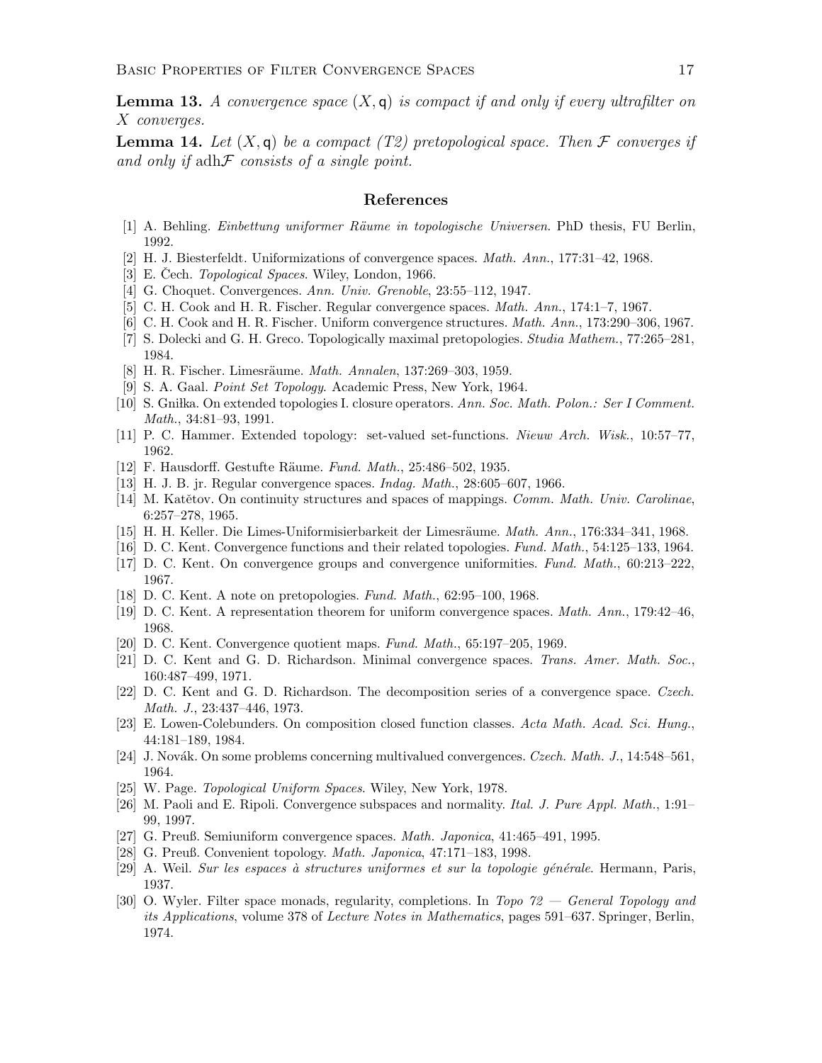**Lemma 13.** *A convergence space* $(X, \mathsf{q})$ *is compact if and only if every ultrafilter on* $X$ *converges.*

**Lemma 14.** *Let* $(X, \mathsf{q})$ *be a compact (T2) pretopological space. Then* $\mathcal{F}$ *converges if and only if* $\mathrm{adh}\mathcal{F}$ *consists of a single point.*

## References

[1] A. Behling. *Einbettung uniformer Räume in topologische Universen*. PhD thesis, FU Berlin, 1992.

[2] H. J. Biesterfeldt. Uniformizations of convergence spaces. *Math. Ann.*, 177:31–42, 1968.

[3] E. Čech. *Topological Spaces*. Wiley, London, 1966.

[4] G. Choquet. Convergences. *Ann. Univ. Grenoble*, 23:55–112, 1947.

[5] C. H. Cook and H. R. Fischer. Regular convergence spaces. *Math. Ann.*, 174:1–7, 1967.

[6] C. H. Cook and H. R. Fischer. Uniform convergence structures. *Math. Ann.*, 173:290–306, 1967.

[7] S. Dolecki and G. H. Greco. Topologically maximal pretopologies. *Studia Mathem.*, 77:265–281, 1984.

[8] H. R. Fischer. Limesräume. *Math. Annalen*, 137:269–303, 1959.

[9] S. A. Gaal. *Point Set Topology*. Academic Press, New York, 1964.

[10] S. Gniłka. On extended topologies I. closure operators. *Ann. Soc. Math. Polon.: Ser I Comment. Math.*, 34:81–93, 1991.

[11] P. C. Hammer. Extended topology: set-valued set-functions. *Nieuw Arch. Wisk.*, 10:57–77, 1962.

[12] F. Hausdorff. Gestufte Räume. *Fund. Math.*, 25:486–502, 1935.

[13] H. J. B. jr. Regular convergence spaces. *Indag. Math.*, 28:605–607, 1966.

[14] M. Katětov. On continuity structures and spaces of mappings. *Comm. Math. Univ. Carolinae*, 6:257–278, 1965.

[15] H. H. Keller. Die Limes-Uniformisierbarkeit der Limesräume. *Math. Ann.*, 176:334–341, 1968.

[16] D. C. Kent. Convergence functions and their related topologies. *Fund. Math.*, 54:125–133, 1964.

[17] D. C. Kent. On convergence groups and convergence uniformities. *Fund. Math.*, 60:213–222, 1967.

[18] D. C. Kent. A note on pretopologies. *Fund. Math.*, 62:95–100, 1968.

[19] D. C. Kent. A representation theorem for uniform convergence spaces. *Math. Ann.*, 179:42–46, 1968.

[20] D. C. Kent. Convergence quotient maps. *Fund. Math.*, 65:197–205, 1969.

[21] D. C. Kent and G. D. Richardson. Minimal convergence spaces. *Trans. Amer. Math. Soc.*, 160:487–499, 1971.

[22] D. C. Kent and G. D. Richardson. The decomposition series of a convergence space. *Czech. Math. J.*, 23:437–446, 1973.

[23] E. Lowen-Colebunders. On composition closed function classes. *Acta Math. Acad. Sci. Hung.*, 44:181–189, 1984.

[24] J. Novák. On some problems concerning multivalued convergences. *Czech. Math. J.*, 14:548–561, 1964.

[25] W. Page. *Topological Uniform Spaces*. Wiley, New York, 1978.

[26] M. Paoli and E. Ripoli. Convergence subspaces and normality. *Ital. J. Pure Appl. Math.*, 1:91–99, 1997.

[27] G. Preuß. Semiuniform convergence spaces. *Math. Japonica*, 41:465–491, 1995.

[28] G. Preuß. Convenient topology. *Math. Japonica*, 47:171–183, 1998.

[29] A. Weil. *Sur les espaces à structures uniformes et sur la topologie générale*. Hermann, Paris, 1937.

[30] O. Wyler. Filter space monads, regularity, completions. In *Topo 72 — General Topology and its Applications*, volume 378 of *Lecture Notes in Mathematics*, pages 591–637. Springer, Berlin, 1974.